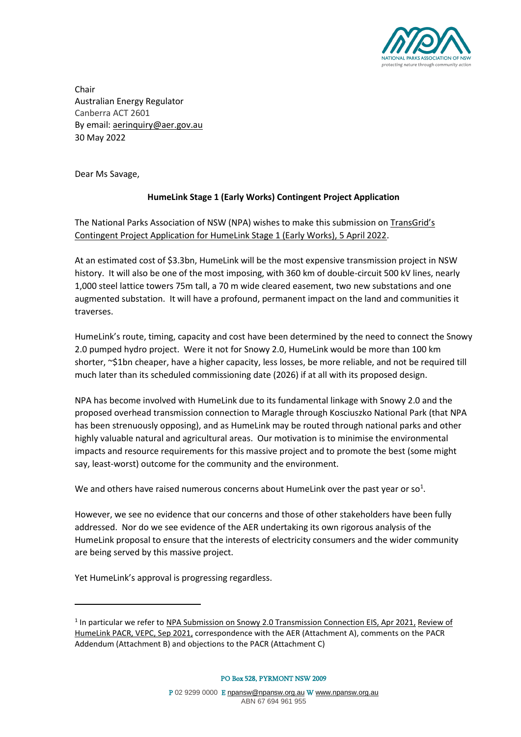Chair
Australian Energy Regulator
Canberra ACT 2601
By email: aerinquiry@aer.gov.au
30 May 2022

Dear Ms Savage,

**HumeLink Stage 1 (Early Works) Contingent Project Application**

The National Parks Association of NSW (NPA) wishes to make this submission on TransGrid's Contingent Project Application for HumeLink Stage 1 (Early Works), 5 April 2022.

At an estimated cost of $3.3bn, HumeLink will be the most expensive transmission project in NSW history. It will also be one of the most imposing, with 360 km of double-circuit 500 kV lines, nearly 1,000 steel lattice towers 75m tall, a 70 m wide cleared easement, two new substations and one augmented substation. It will have a profound, permanent impact on the land and communities it traverses.

HumeLink's route, timing, capacity and cost have been determined by the need to connect the Snowy 2.0 pumped hydro project. Were it not for Snowy 2.0, HumeLink would be more than 100 km shorter, ~$1bn cheaper, have a higher capacity, less losses, be more reliable, and not be required till much later than its scheduled commissioning date (2026) if at all with its proposed design.

NPA has become involved with HumeLink due to its fundamental linkage with Snowy 2.0 and the proposed overhead transmission connection to Maragle through Kosciuszko National Park (that NPA has been strenuously opposing), and as HumeLink may be routed through national parks and other highly valuable natural and agricultural areas. Our motivation is to minimise the environmental impacts and resource requirements for this massive project and to promote the best (some might say, least-worst) outcome for the community and the environment.

We and others have raised numerous concerns about HumeLink over the past year or so[1].

However, we see no evidence that our concerns and those of other stakeholders have been fully addressed. Nor do we see evidence of the AER undertaking its own rigorous analysis of the HumeLink proposal to ensure that the interests of electricity consumers and the wider community are being served by this massive project.

Yet HumeLink's approval is progressing regardless.

---

[1] In particular we refer to NPA Submission on Snowy 2.0 Transmission Connection EIS, Apr 2021, Review of HumeLink PACR, VEPC, Sep 2021, correspondence with the AER (Attachment A), comments on the PACR Addendum (Attachment B) and objections to the PACR (Attachment C)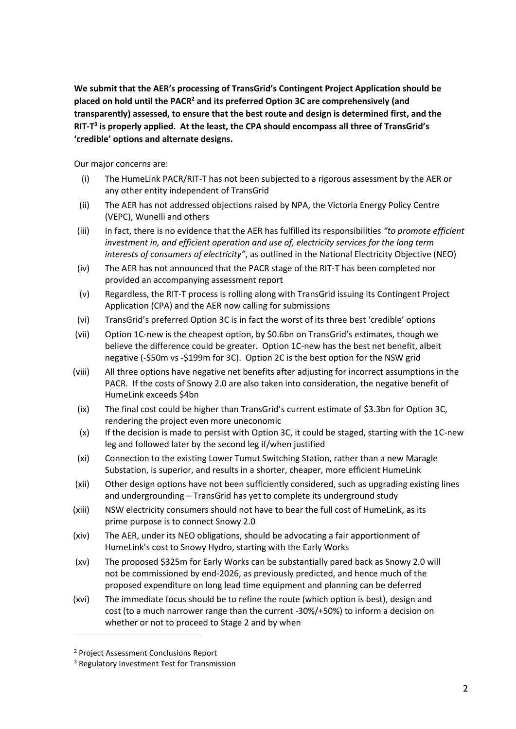**We submit that the AER's processing of TransGrid's Contingent Project Application should be placed on hold until the PACR[2] and its preferred Option 3C are comprehensively (and transparently) assessed, to ensure that the best route and design is determined first, and the RIT-T[3] is properly applied. At the least, the CPA should encompass all three of TransGrid's 'credible' options and alternate designs.**

Our major concerns are:

- (i) The HumeLink PACR/RIT-T has not been subjected to a rigorous assessment by the AER or any other entity independent of TransGrid
- (ii) The AER has not addressed objections raised by NPA, the Victoria Energy Policy Centre (VEPC), Wunelli and others
- (iii) In fact, there is no evidence that the AER has fulfilled its responsibilities *"to promote efficient investment in, and efficient operation and use of, electricity services for the long term interests of consumers of electricity"*, as outlined in the National Electricity Objective (NEO)
- (iv) The AER has not announced that the PACR stage of the RIT-T has been completed nor provided an accompanying assessment report
- (v) Regardless, the RIT-T process is rolling along with TransGrid issuing its Contingent Project Application (CPA) and the AER now calling for submissions
- (vi) TransGrid's preferred Option 3C is in fact the worst of its three best 'credible' options
- (vii) Option 1C-new is the cheapest option, by $0.6bn on TransGrid's estimates, though we believe the difference could be greater. Option 1C-new has the best net benefit, albeit negative (-$50m vs -$199m for 3C). Option 2C is the best option for the NSW grid
- (viii) All three options have negative net benefits after adjusting for incorrect assumptions in the PACR. If the costs of Snowy 2.0 are also taken into consideration, the negative benefit of HumeLink exceeds $4bn
- (ix) The final cost could be higher than TransGrid's current estimate of $3.3bn for Option 3C, rendering the project even more uneconomic
- (x) If the decision is made to persist with Option 3C, it could be staged, starting with the 1C-new leg and followed later by the second leg if/when justified
- (xi) Connection to the existing Lower Tumut Switching Station, rather than a new Maragle Substation, is superior, and results in a shorter, cheaper, more efficient HumeLink
- (xii) Other design options have not been sufficiently considered, such as upgrading existing lines and undergrounding – TransGrid has yet to complete its underground study
- (xiii) NSW electricity consumers should not have to bear the full cost of HumeLink, as its prime purpose is to connect Snowy 2.0
- (xiv) The AER, under its NEO obligations, should be advocating a fair apportionment of HumeLink's cost to Snowy Hydro, starting with the Early Works
- (xv) The proposed $325m for Early Works can be substantially pared back as Snowy 2.0 will not be commissioned by end-2026, as previously predicted, and hence much of the proposed expenditure on long lead time equipment and planning can be deferred
- (xvi) The immediate focus should be to refine the route (which option is best), design and cost (to a much narrower range than the current -30%/+50%) to inform a decision on whether or not to proceed to Stage 2 and by when

---

[2] Project Assessment Conclusions Report

[3] Regulatory Investment Test for Transmission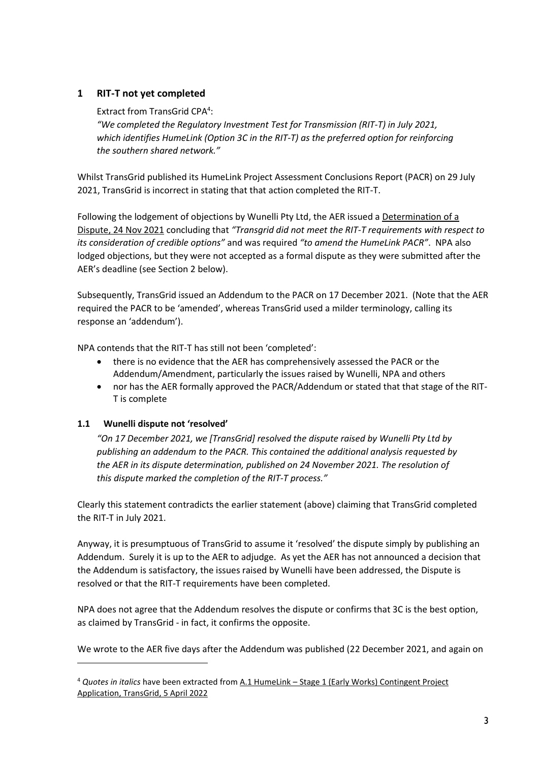## 1 RIT-T not yet completed

Extract from TransGrid CPA[4]:

*"We completed the Regulatory Investment Test for Transmission (RIT-T) in July 2021, which identifies HumeLink (Option 3C in the RIT-T) as the preferred option for reinforcing the southern shared network."*

Whilst TransGrid published its HumeLink Project Assessment Conclusions Report (PACR) on 29 July 2021, TransGrid is incorrect in stating that that action completed the RIT-T.

Following the lodgement of objections by Wunelli Pty Ltd, the AER issued a Determination of a Dispute, 24 Nov 2021 concluding that *"Transgrid did not meet the RIT-T requirements with respect to its consideration of credible options"* and was required *"to amend the HumeLink PACR"*. NPA also lodged objections, but they were not accepted as a formal dispute as they were submitted after the AER's deadline (see Section 2 below).

Subsequently, TransGrid issued an Addendum to the PACR on 17 December 2021. (Note that the AER required the PACR to be 'amended', whereas TransGrid used a milder terminology, calling its response an 'addendum').

NPA contends that the RIT-T has still not been 'completed':

- there is no evidence that the AER has comprehensively assessed the PACR or the Addendum/Amendment, particularly the issues raised by Wunelli, NPA and others
- nor has the AER formally approved the PACR/Addendum or stated that that stage of the RIT-T is complete

### 1.1 Wunelli dispute not 'resolved'

*"On 17 December 2021, we [TransGrid] resolved the dispute raised by Wunelli Pty Ltd by publishing an addendum to the PACR. This contained the additional analysis requested by the AER in its dispute determination, published on 24 November 2021. The resolution of this dispute marked the completion of the RIT-T process."*

Clearly this statement contradicts the earlier statement (above) claiming that TransGrid completed the RIT-T in July 2021.

Anyway, it is presumptuous of TransGrid to assume it 'resolved' the dispute simply by publishing an Addendum. Surely it is up to the AER to adjudge. As yet the AER has not announced a decision that the Addendum is satisfactory, the issues raised by Wunelli have been addressed, the Dispute is resolved or that the RIT-T requirements have been completed.

NPA does not agree that the Addendum resolves the dispute or confirms that 3C is the best option, as claimed by TransGrid - in fact, it confirms the opposite.

We wrote to the AER five days after the Addendum was published (22 December 2021, and again on

[4] *Quotes in italics* have been extracted from A.1 HumeLink – Stage 1 (Early Works) Contingent Project Application, TransGrid, 5 April 2022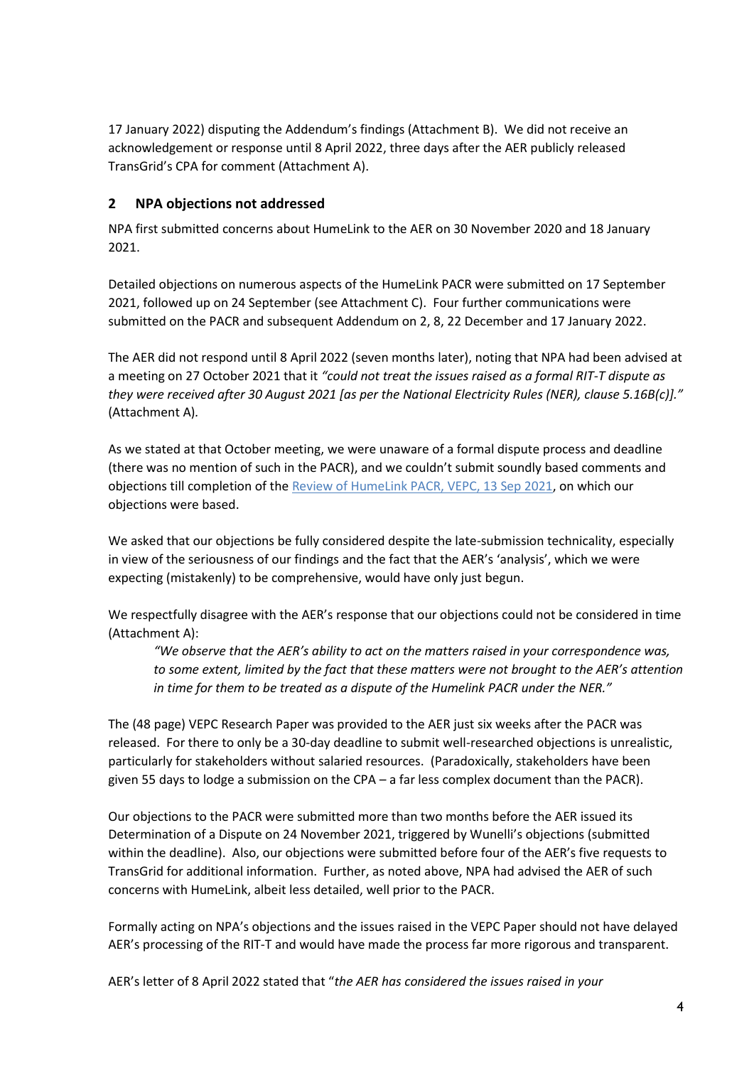17 January 2022) disputing the Addendum's findings (Attachment B). We did not receive an acknowledgement or response until 8 April 2022, three days after the AER publicly released TransGrid's CPA for comment (Attachment A).

## 2 NPA objections not addressed

NPA first submitted concerns about HumeLink to the AER on 30 November 2020 and 18 January 2021.

Detailed objections on numerous aspects of the HumeLink PACR were submitted on 17 September 2021, followed up on 24 September (see Attachment C). Four further communications were submitted on the PACR and subsequent Addendum on 2, 8, 22 December and 17 January 2022.

The AER did not respond until 8 April 2022 (seven months later), noting that NPA had been advised at a meeting on 27 October 2021 that it *"could not treat the issues raised as a formal RIT-T dispute as they were received after 30 August 2021 [as per the National Electricity Rules (NER), clause 5.16B(c)]."* (Attachment A).

As we stated at that October meeting, we were unaware of a formal dispute process and deadline (there was no mention of such in the PACR), and we couldn't submit soundly based comments and objections till completion of the Review of HumeLink PACR, VEPC, 13 Sep 2021, on which our objections were based.

We asked that our objections be fully considered despite the late-submission technicality, especially in view of the seriousness of our findings and the fact that the AER's 'analysis', which we were expecting (mistakenly) to be comprehensive, would have only just begun.

We respectfully disagree with the AER's response that our objections could not be considered in time (Attachment A):

> *"We observe that the AER's ability to act on the matters raised in your correspondence was, to some extent, limited by the fact that these matters were not brought to the AER's attention in time for them to be treated as a dispute of the Humelink PACR under the NER."*

The (48 page) VEPC Research Paper was provided to the AER just six weeks after the PACR was released. For there to only be a 30-day deadline to submit well-researched objections is unrealistic, particularly for stakeholders without salaried resources. (Paradoxically, stakeholders have been given 55 days to lodge a submission on the CPA – a far less complex document than the PACR).

Our objections to the PACR were submitted more than two months before the AER issued its Determination of a Dispute on 24 November 2021, triggered by Wunelli's objections (submitted within the deadline). Also, our objections were submitted before four of the AER's five requests to TransGrid for additional information. Further, as noted above, NPA had advised the AER of such concerns with HumeLink, albeit less detailed, well prior to the PACR.

Formally acting on NPA's objections and the issues raised in the VEPC Paper should not have delayed AER's processing of the RIT-T and would have made the process far more rigorous and transparent.

AER's letter of 8 April 2022 stated that "*the AER has considered the issues raised in your*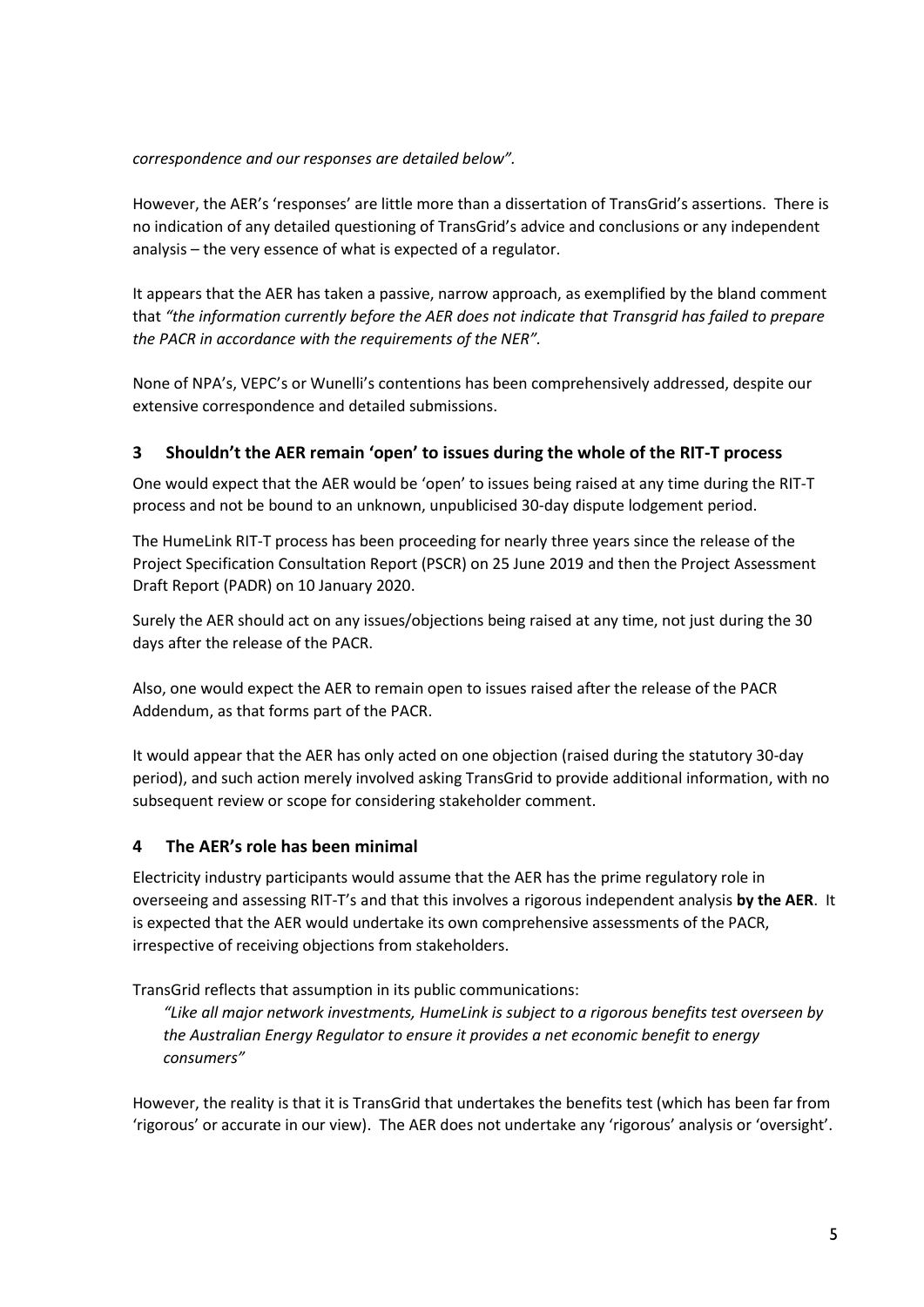*correspondence and our responses are detailed below".*

However, the AER's 'responses' are little more than a dissertation of TransGrid's assertions. There is no indication of any detailed questioning of TransGrid's advice and conclusions or any independent analysis – the very essence of what is expected of a regulator.

It appears that the AER has taken a passive, narrow approach, as exemplified by the bland comment that *"the information currently before the AER does not indicate that Transgrid has failed to prepare the PACR in accordance with the requirements of the NER".*

None of NPA's, VEPC's or Wunelli's contentions has been comprehensively addressed, despite our extensive correspondence and detailed submissions.

## 3 Shouldn't the AER remain 'open' to issues during the whole of the RIT-T process

One would expect that the AER would be 'open' to issues being raised at any time during the RIT-T process and not be bound to an unknown, unpublicised 30-day dispute lodgement period.

The HumeLink RIT-T process has been proceeding for nearly three years since the release of the Project Specification Consultation Report (PSCR) on 25 June 2019 and then the Project Assessment Draft Report (PADR) on 10 January 2020.

Surely the AER should act on any issues/objections being raised at any time, not just during the 30 days after the release of the PACR.

Also, one would expect the AER to remain open to issues raised after the release of the PACR Addendum, as that forms part of the PACR.

It would appear that the AER has only acted on one objection (raised during the statutory 30-day period), and such action merely involved asking TransGrid to provide additional information, with no subsequent review or scope for considering stakeholder comment.

## 4 The AER's role has been minimal

Electricity industry participants would assume that the AER has the prime regulatory role in overseeing and assessing RIT-T's and that this involves a rigorous independent analysis **by the AER**. It is expected that the AER would undertake its own comprehensive assessments of the PACR, irrespective of receiving objections from stakeholders.

TransGrid reflects that assumption in its public communications:

> *"Like all major network investments, HumeLink is subject to a rigorous benefits test overseen by the Australian Energy Regulator to ensure it provides a net economic benefit to energy consumers"*

However, the reality is that it is TransGrid that undertakes the benefits test (which has been far from 'rigorous' or accurate in our view). The AER does not undertake any 'rigorous' analysis or 'oversight'.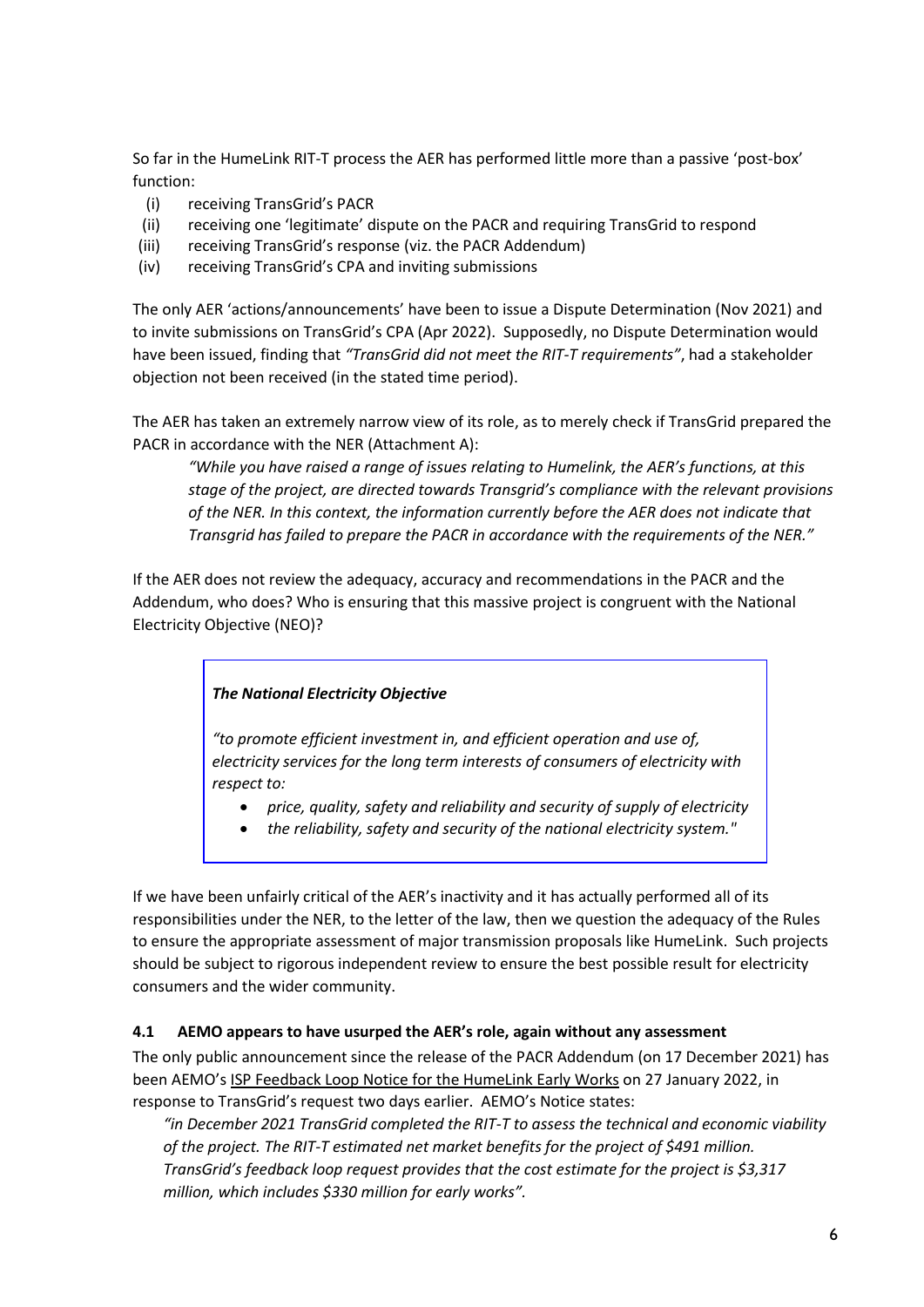So far in the HumeLink RIT-T process the AER has performed little more than a passive 'post-box' function:

(i) receiving TransGrid's PACR
(ii) receiving one 'legitimate' dispute on the PACR and requiring TransGrid to respond
(iii) receiving TransGrid's response (viz. the PACR Addendum)
(iv) receiving TransGrid's CPA and inviting submissions

The only AER 'actions/announcements' have been to issue a Dispute Determination (Nov 2021) and to invite submissions on TransGrid's CPA (Apr 2022). Supposedly, no Dispute Determination would have been issued, finding that *"TransGrid did not meet the RIT-T requirements"*, had a stakeholder objection not been received (in the stated time period).

The AER has taken an extremely narrow view of its role, as to merely check if TransGrid prepared the PACR in accordance with the NER (Attachment A):

> *"While you have raised a range of issues relating to Humelink, the AER's functions, at this stage of the project, are directed towards Transgrid's compliance with the relevant provisions of the NER. In this context, the information currently before the AER does not indicate that Transgrid has failed to prepare the PACR in accordance with the requirements of the NER."*

If the AER does not review the adequacy, accuracy and recommendations in the PACR and the Addendum, who does? Who is ensuring that this massive project is congruent with the National Electricity Objective (NEO)?

> ***The National Electricity Objective***
>
> *"to promote efficient investment in, and efficient operation and use of, electricity services for the long term interests of consumers of electricity with respect to:*
>
> - *price, quality, safety and reliability and security of supply of electricity*
> - *the reliability, safety and security of the national electricity system."*

If we have been unfairly critical of the AER's inactivity and it has actually performed all of its responsibilities under the NER, to the letter of the law, then we question the adequacy of the Rules to ensure the appropriate assessment of major transmission proposals like HumeLink. Such projects should be subject to rigorous independent review to ensure the best possible result for electricity consumers and the wider community.

### 4.1 AEMO appears to have usurped the AER's role, again without any assessment

The only public announcement since the release of the PACR Addendum (on 17 December 2021) has been AEMO's ISP Feedback Loop Notice for the HumeLink Early Works on 27 January 2022, in response to TransGrid's request two days earlier. AEMO's Notice states:

> *"in December 2021 TransGrid completed the RIT-T to assess the technical and economic viability of the project. The RIT-T estimated net market benefits for the project of $491 million. TransGrid's feedback loop request provides that the cost estimate for the project is $3,317 million, which includes $330 million for early works".*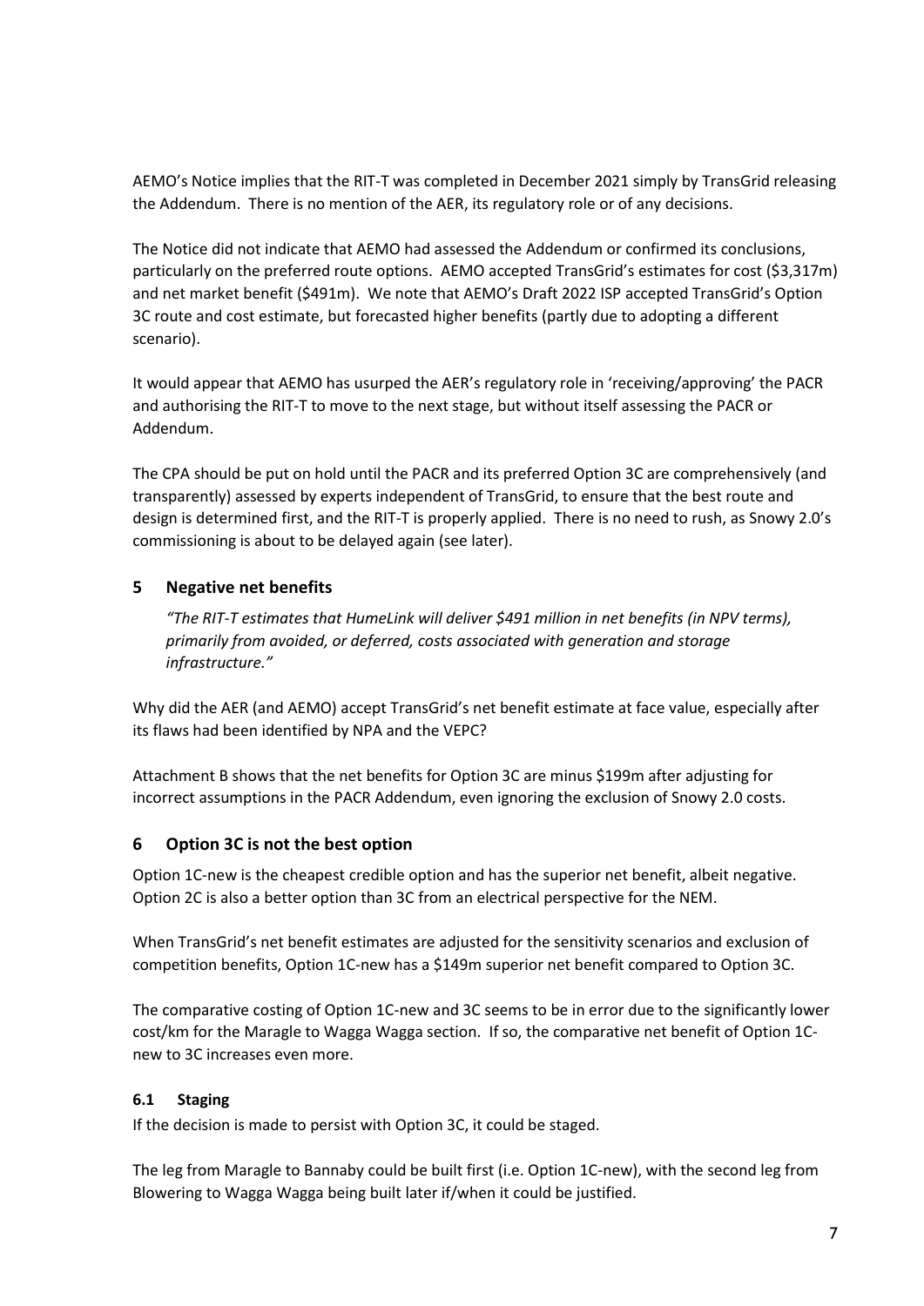AEMO's Notice implies that the RIT-T was completed in December 2021 simply by TransGrid releasing the Addendum. There is no mention of the AER, its regulatory role or of any decisions.

The Notice did not indicate that AEMO had assessed the Addendum or confirmed its conclusions, particularly on the preferred route options. AEMO accepted TransGrid's estimates for cost ($3,317m) and net market benefit ($491m). We note that AEMO's Draft 2022 ISP accepted TransGrid's Option 3C route and cost estimate, but forecasted higher benefits (partly due to adopting a different scenario).

It would appear that AEMO has usurped the AER's regulatory role in 'receiving/approving' the PACR and authorising the RIT-T to move to the next stage, but without itself assessing the PACR or Addendum.

The CPA should be put on hold until the PACR and its preferred Option 3C are comprehensively (and transparently) assessed by experts independent of TransGrid, to ensure that the best route and design is determined first, and the RIT-T is properly applied. There is no need to rush, as Snowy 2.0's commissioning is about to be delayed again (see later).

## 5 Negative net benefits

> *"The RIT-T estimates that HumeLink will deliver $491 million in net benefits (in NPV terms), primarily from avoided, or deferred, costs associated with generation and storage infrastructure."*

Why did the AER (and AEMO) accept TransGrid's net benefit estimate at face value, especially after its flaws had been identified by NPA and the VEPC?

Attachment B shows that the net benefits for Option 3C are minus $199m after adjusting for incorrect assumptions in the PACR Addendum, even ignoring the exclusion of Snowy 2.0 costs.

## 6 Option 3C is not the best option

Option 1C-new is the cheapest credible option and has the superior net benefit, albeit negative. Option 2C is also a better option than 3C from an electrical perspective for the NEM.

When TransGrid's net benefit estimates are adjusted for the sensitivity scenarios and exclusion of competition benefits, Option 1C-new has a $149m superior net benefit compared to Option 3C.

The comparative costing of Option 1C-new and 3C seems to be in error due to the significantly lower cost/km for the Maragle to Wagga Wagga section. If so, the comparative net benefit of Option 1C-new to 3C increases even more.

### 6.1 Staging

If the decision is made to persist with Option 3C, it could be staged.

The leg from Maragle to Bannaby could be built first (i.e. Option 1C-new), with the second leg from Blowering to Wagga Wagga being built later if/when it could be justified.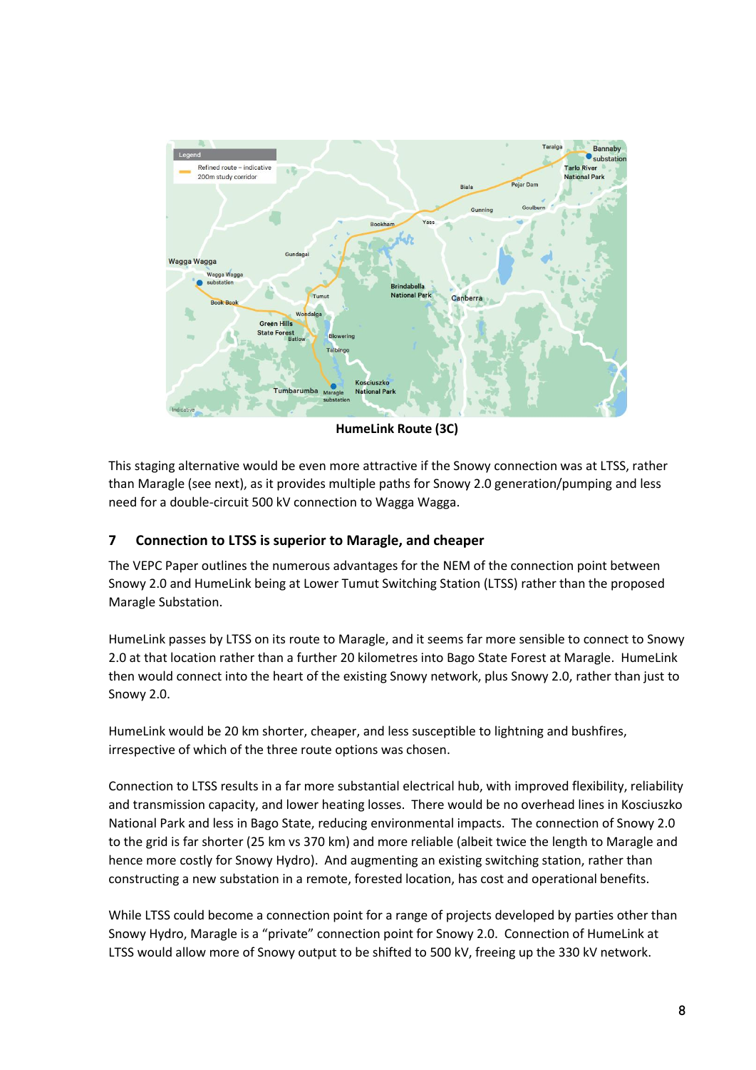**HumeLink Route (3C)**

This staging alternative would be even more attractive if the Snowy connection was at LTSS, rather than Maragle (see next), as it provides multiple paths for Snowy 2.0 generation/pumping and less need for a double-circuit 500 kV connection to Wagga Wagga.

## 7 Connection to LTSS is superior to Maragle, and cheaper

The VEPC Paper outlines the numerous advantages for the NEM of the connection point between Snowy 2.0 and HumeLink being at Lower Tumut Switching Station (LTSS) rather than the proposed Maragle Substation.

HumeLink passes by LTSS on its route to Maragle, and it seems far more sensible to connect to Snowy 2.0 at that location rather than a further 20 kilometres into Bago State Forest at Maragle. HumeLink then would connect into the heart of the existing Snowy network, plus Snowy 2.0, rather than just to Snowy 2.0.

HumeLink would be 20 km shorter, cheaper, and less susceptible to lightning and bushfires, irrespective of which of the three route options was chosen.

Connection to LTSS results in a far more substantial electrical hub, with improved flexibility, reliability and transmission capacity, and lower heating losses. There would be no overhead lines in Kosciuszko National Park and less in Bago State, reducing environmental impacts. The connection of Snowy 2.0 to the grid is far shorter (25 km vs 370 km) and more reliable (albeit twice the length to Maragle and hence more costly for Snowy Hydro). And augmenting an existing switching station, rather than constructing a new substation in a remote, forested location, has cost and operational benefits.

While LTSS could become a connection point for a range of projects developed by parties other than Snowy Hydro, Maragle is a "private" connection point for Snowy 2.0. Connection of HumeLink at LTSS would allow more of Snowy output to be shifted to 500 kV, freeing up the 330 kV network.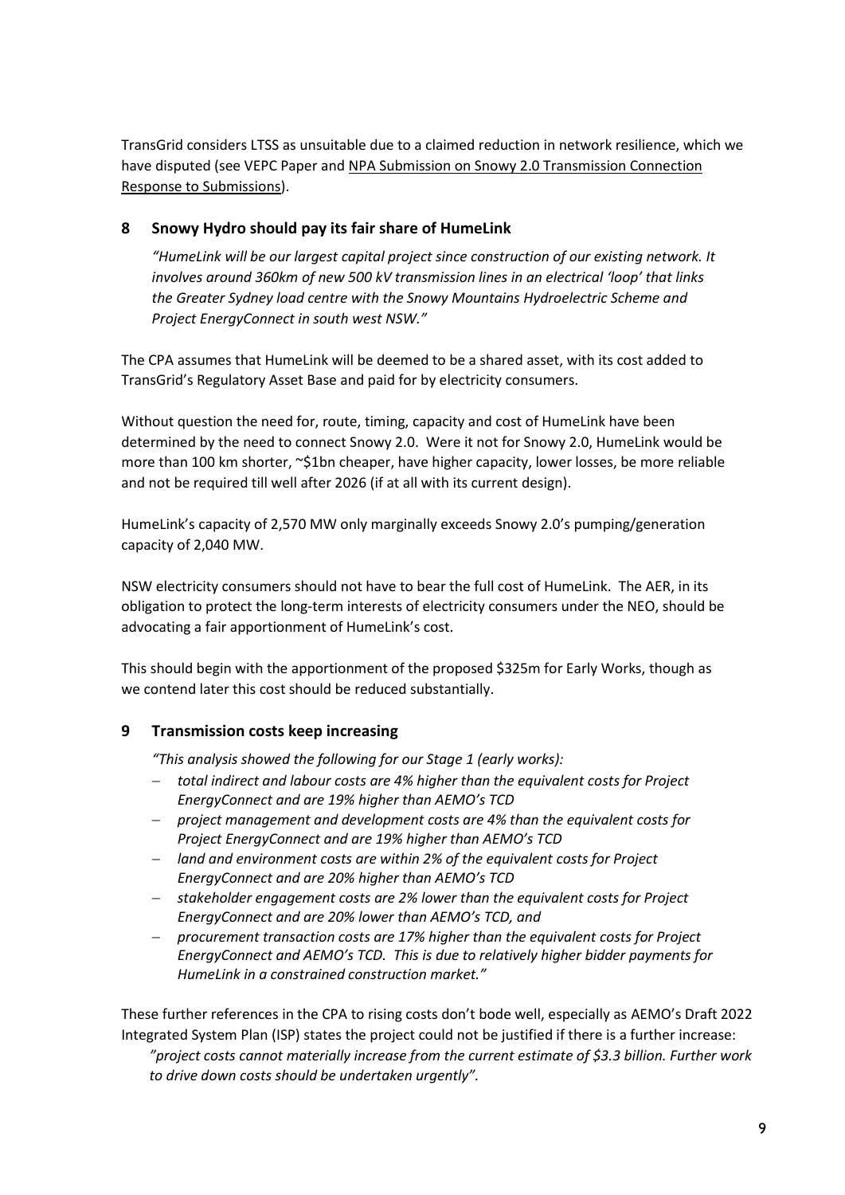TransGrid considers LTSS as unsuitable due to a claimed reduction in network resilience, which we have disputed (see VEPC Paper and NPA Submission on Snowy 2.0 Transmission Connection Response to Submissions).

## 8 Snowy Hydro should pay its fair share of HumeLink

*"HumeLink will be our largest capital project since construction of our existing network. It involves around 360km of new 500 kV transmission lines in an electrical 'loop' that links the Greater Sydney load centre with the Snowy Mountains Hydroelectric Scheme and Project EnergyConnect in south west NSW."*

The CPA assumes that HumeLink will be deemed to be a shared asset, with its cost added to TransGrid's Regulatory Asset Base and paid for by electricity consumers.

Without question the need for, route, timing, capacity and cost of HumeLink have been determined by the need to connect Snowy 2.0. Were it not for Snowy 2.0, HumeLink would be more than 100 km shorter, ~$1bn cheaper, have higher capacity, lower losses, be more reliable and not be required till well after 2026 (if at all with its current design).

HumeLink's capacity of 2,570 MW only marginally exceeds Snowy 2.0's pumping/generation capacity of 2,040 MW.

NSW electricity consumers should not have to bear the full cost of HumeLink. The AER, in its obligation to protect the long-term interests of electricity consumers under the NEO, should be advocating a fair apportionment of HumeLink's cost.

This should begin with the apportionment of the proposed $325m for Early Works, though as we contend later this cost should be reduced substantially.

## 9 Transmission costs keep increasing

*"This analysis showed the following for our Stage 1 (early works):*

- *total indirect and labour costs are 4% higher than the equivalent costs for Project EnergyConnect and are 19% higher than AEMO's TCD*
- *project management and development costs are 4% than the equivalent costs for Project EnergyConnect and are 19% higher than AEMO's TCD*
- *land and environment costs are within 2% of the equivalent costs for Project EnergyConnect and are 20% higher than AEMO's TCD*
- *stakeholder engagement costs are 2% lower than the equivalent costs for Project EnergyConnect and are 20% lower than AEMO's TCD, and*
- *procurement transaction costs are 17% higher than the equivalent costs for Project EnergyConnect and AEMO's TCD. This is due to relatively higher bidder payments for HumeLink in a constrained construction market."*

These further references in the CPA to rising costs don't bode well, especially as AEMO's Draft 2022 Integrated System Plan (ISP) states the project could not be justified if there is a further increase:

*"project costs cannot materially increase from the current estimate of $3.3 billion. Further work to drive down costs should be undertaken urgently".*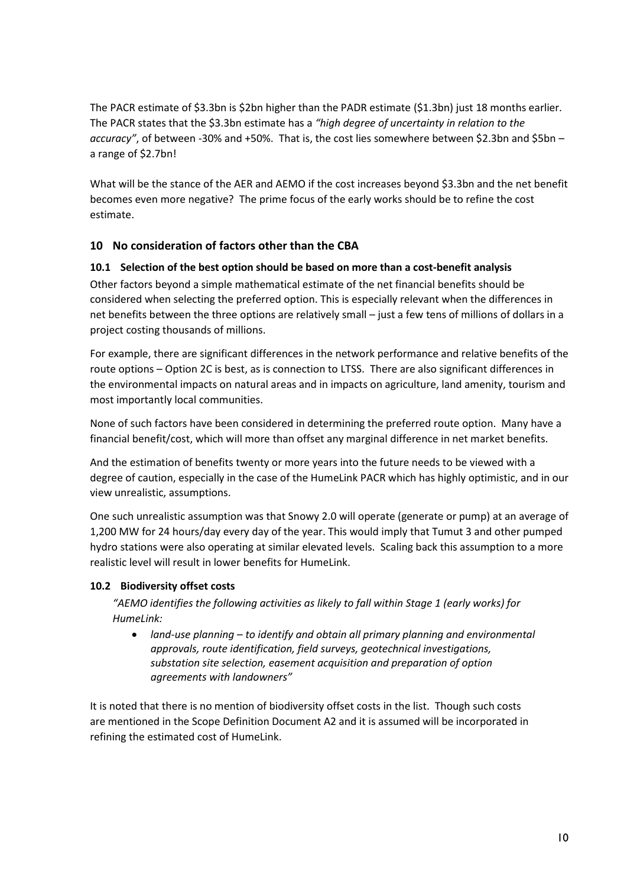The PACR estimate of \$3.3bn is \$2bn higher than the PADR estimate (\$1.3bn) just 18 months earlier. The PACR states that the \$3.3bn estimate has a *"high degree of uncertainty in relation to the accuracy"*, of between -30% and +50%. That is, the cost lies somewhere between \$2.3bn and \$5bn – a range of \$2.7bn!

What will be the stance of the AER and AEMO if the cost increases beyond \$3.3bn and the net benefit becomes even more negative? The prime focus of the early works should be to refine the cost estimate.

## 10 No consideration of factors other than the CBA

### 10.1 Selection of the best option should be based on more than a cost-benefit analysis

Other factors beyond a simple mathematical estimate of the net financial benefits should be considered when selecting the preferred option. This is especially relevant when the differences in net benefits between the three options are relatively small – just a few tens of millions of dollars in a project costing thousands of millions.

For example, there are significant differences in the network performance and relative benefits of the route options – Option 2C is best, as is connection to LTSS. There are also significant differences in the environmental impacts on natural areas and in impacts on agriculture, land amenity, tourism and most importantly local communities.

None of such factors have been considered in determining the preferred route option. Many have a financial benefit/cost, which will more than offset any marginal difference in net market benefits.

And the estimation of benefits twenty or more years into the future needs to be viewed with a degree of caution, especially in the case of the HumeLink PACR which has highly optimistic, and in our view unrealistic, assumptions.

One such unrealistic assumption was that Snowy 2.0 will operate (generate or pump) at an average of 1,200 MW for 24 hours/day every day of the year. This would imply that Tumut 3 and other pumped hydro stations were also operating at similar elevated levels. Scaling back this assumption to a more realistic level will result in lower benefits for HumeLink.

### 10.2 Biodiversity offset costs

*"AEMO identifies the following activities as likely to fall within Stage 1 (early works) for HumeLink:*

- *land-use planning – to identify and obtain all primary planning and environmental approvals, route identification, field surveys, geotechnical investigations, substation site selection, easement acquisition and preparation of option agreements with landowners"*

It is noted that there is no mention of biodiversity offset costs in the list. Though such costs are mentioned in the Scope Definition Document A2 and it is assumed will be incorporated in refining the estimated cost of HumeLink.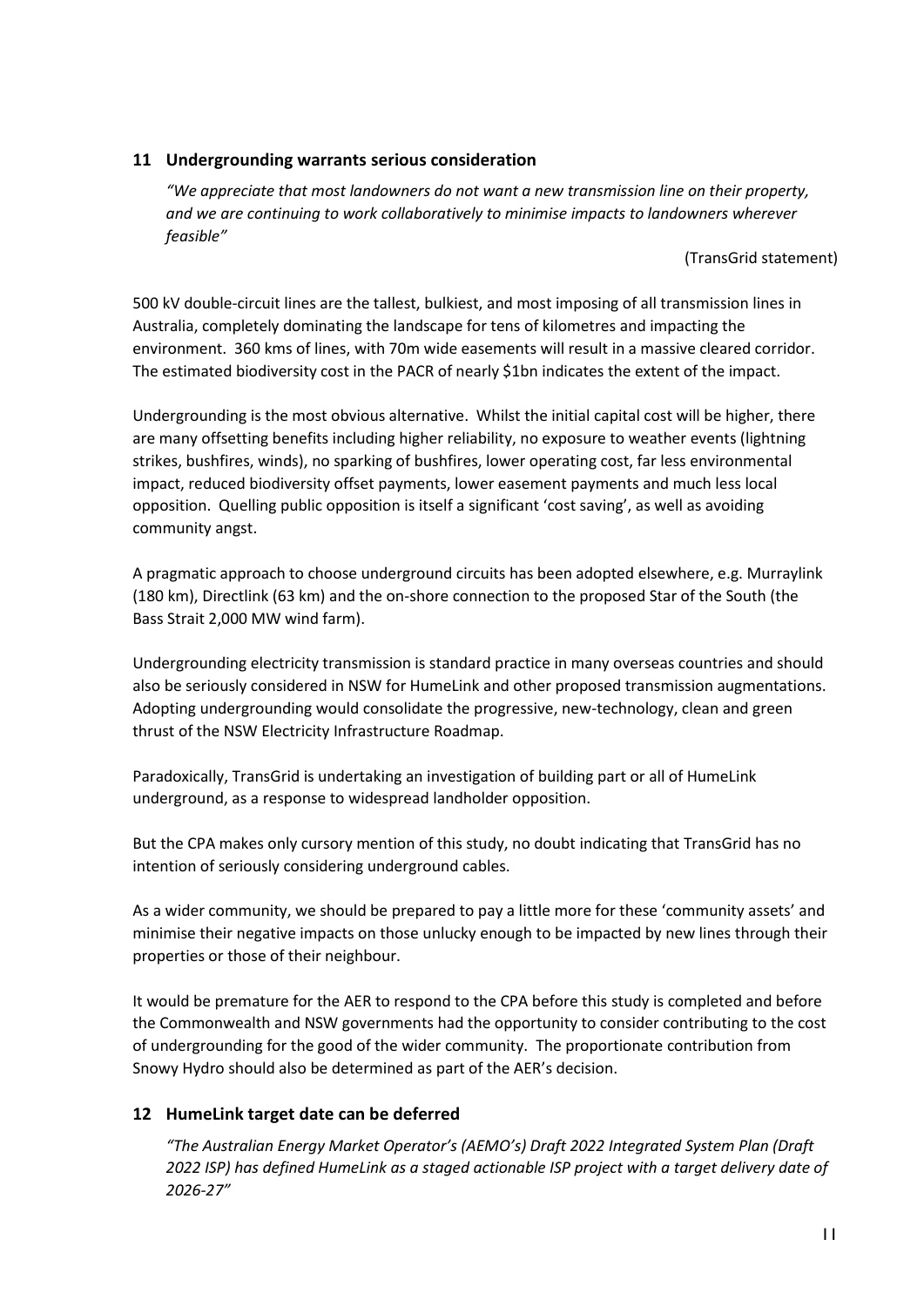## 11 Undergrounding warrants serious consideration

*"We appreciate that most landowners do not want a new transmission line on their property, and we are continuing to work collaboratively to minimise impacts to landowners wherever feasible"*

(TransGrid statement)

500 kV double-circuit lines are the tallest, bulkiest, and most imposing of all transmission lines in Australia, completely dominating the landscape for tens of kilometres and impacting the environment. 360 kms of lines, with 70m wide easements will result in a massive cleared corridor. The estimated biodiversity cost in the PACR of nearly $1bn indicates the extent of the impact.

Undergrounding is the most obvious alternative. Whilst the initial capital cost will be higher, there are many offsetting benefits including higher reliability, no exposure to weather events (lightning strikes, bushfires, winds), no sparking of bushfires, lower operating cost, far less environmental impact, reduced biodiversity offset payments, lower easement payments and much less local opposition. Quelling public opposition is itself a significant 'cost saving', as well as avoiding community angst.

A pragmatic approach to choose underground circuits has been adopted elsewhere, e.g. Murraylink (180 km), Directlink (63 km) and the on-shore connection to the proposed Star of the South (the Bass Strait 2,000 MW wind farm).

Undergrounding electricity transmission is standard practice in many overseas countries and should also be seriously considered in NSW for HumeLink and other proposed transmission augmentations. Adopting undergrounding would consolidate the progressive, new-technology, clean and green thrust of the NSW Electricity Infrastructure Roadmap.

Paradoxically, TransGrid is undertaking an investigation of building part or all of HumeLink underground, as a response to widespread landholder opposition.

But the CPA makes only cursory mention of this study, no doubt indicating that TransGrid has no intention of seriously considering underground cables.

As a wider community, we should be prepared to pay a little more for these 'community assets' and minimise their negative impacts on those unlucky enough to be impacted by new lines through their properties or those of their neighbour.

It would be premature for the AER to respond to the CPA before this study is completed and before the Commonwealth and NSW governments had the opportunity to consider contributing to the cost of undergrounding for the good of the wider community. The proportionate contribution from Snowy Hydro should also be determined as part of the AER's decision.

## 12 HumeLink target date can be deferred

*"The Australian Energy Market Operator's (AEMO's) Draft 2022 Integrated System Plan (Draft 2022 ISP) has defined HumeLink as a staged actionable ISP project with a target delivery date of 2026-27"*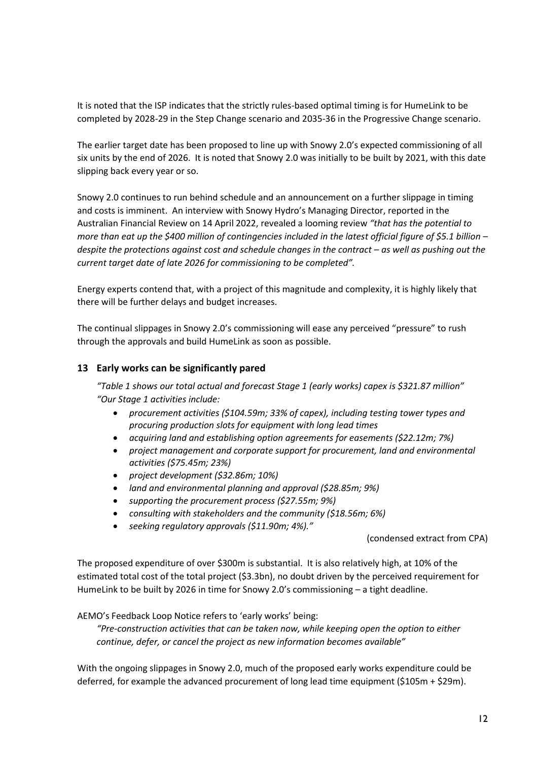It is noted that the ISP indicates that the strictly rules-based optimal timing is for HumeLink to be completed by 2028-29 in the Step Change scenario and 2035-36 in the Progressive Change scenario.

The earlier target date has been proposed to line up with Snowy 2.0's expected commissioning of all six units by the end of 2026. It is noted that Snowy 2.0 was initially to be built by 2021, with this date slipping back every year or so.

Snowy 2.0 continues to run behind schedule and an announcement on a further slippage in timing and costs is imminent. An interview with Snowy Hydro's Managing Director, reported in the Australian Financial Review on 14 April 2022, revealed a looming review *"that has the potential to more than eat up the $400 million of contingencies included in the latest official figure of $5.1 billion – despite the protections against cost and schedule changes in the contract – as well as pushing out the current target date of late 2026 for commissioning to be completed".*

Energy experts contend that, with a project of this magnitude and complexity, it is highly likely that there will be further delays and budget increases.

The continual slippages in Snowy 2.0's commissioning will ease any perceived "pressure" to rush through the approvals and build HumeLink as soon as possible.

## 13 Early works can be significantly pared

*"Table 1 shows our total actual and forecast Stage 1 (early works) capex is $321.87 million"*
*"Our Stage 1 activities include:*

- *procurement activities ($104.59m; 33% of capex), including testing tower types and procuring production slots for equipment with long lead times*
- *acquiring land and establishing option agreements for easements ($22.12m; 7%)*
- *project management and corporate support for procurement, land and environmental activities ($75.45m; 23%)*
- *project development ($32.86m; 10%)*
- *land and environmental planning and approval ($28.85m; 9%)*
- *supporting the procurement process ($27.55m; 9%)*
- *consulting with stakeholders and the community ($18.56m; 6%)*
- *seeking regulatory approvals ($11.90m; 4%)."*

(condensed extract from CPA)

The proposed expenditure of over $300m is substantial. It is also relatively high, at 10% of the estimated total cost of the total project ($3.3bn), no doubt driven by the perceived requirement for HumeLink to be built by 2026 in time for Snowy 2.0's commissioning – a tight deadline.

AEMO's Feedback Loop Notice refers to 'early works' being:

*"Pre-construction activities that can be taken now, while keeping open the option to either continue, defer, or cancel the project as new information becomes available"*

With the ongoing slippages in Snowy 2.0, much of the proposed early works expenditure could be deferred, for example the advanced procurement of long lead time equipment ($105m + $29m).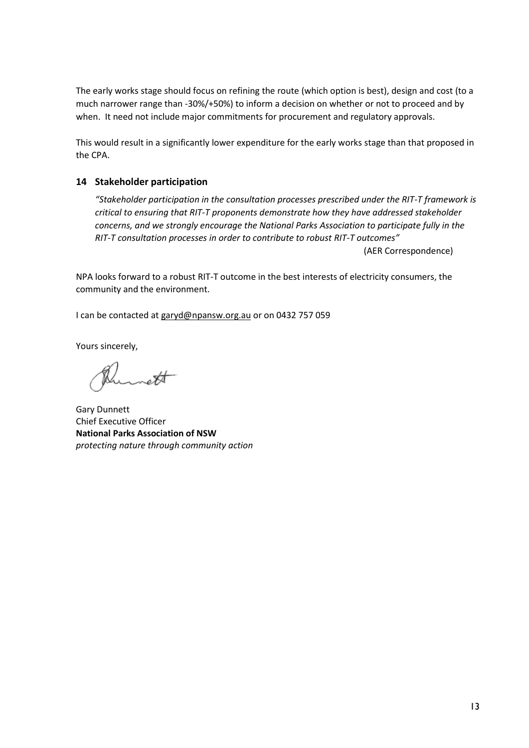The early works stage should focus on refining the route (which option is best), design and cost (to a much narrower range than -30%/+50%) to inform a decision on whether or not to proceed and by when. It need not include major commitments for procurement and regulatory approvals.

This would result in a significantly lower expenditure for the early works stage than that proposed in the CPA.

## 14 Stakeholder participation

> *"Stakeholder participation in the consultation processes prescribed under the RIT-T framework is critical to ensuring that RIT-T proponents demonstrate how they have addressed stakeholder concerns, and we strongly encourage the National Parks Association to participate fully in the RIT-T consultation processes in order to contribute to robust RIT-T outcomes"*
>
> (AER Correspondence)

NPA looks forward to a robust RIT-T outcome in the best interests of electricity consumers, the community and the environment.

I can be contacted at garyd@npansw.org.au or on 0432 757 059

Yours sincerely,

Gary Dunnett
Chief Executive Officer
**National Parks Association of NSW**
*protecting nature through community action*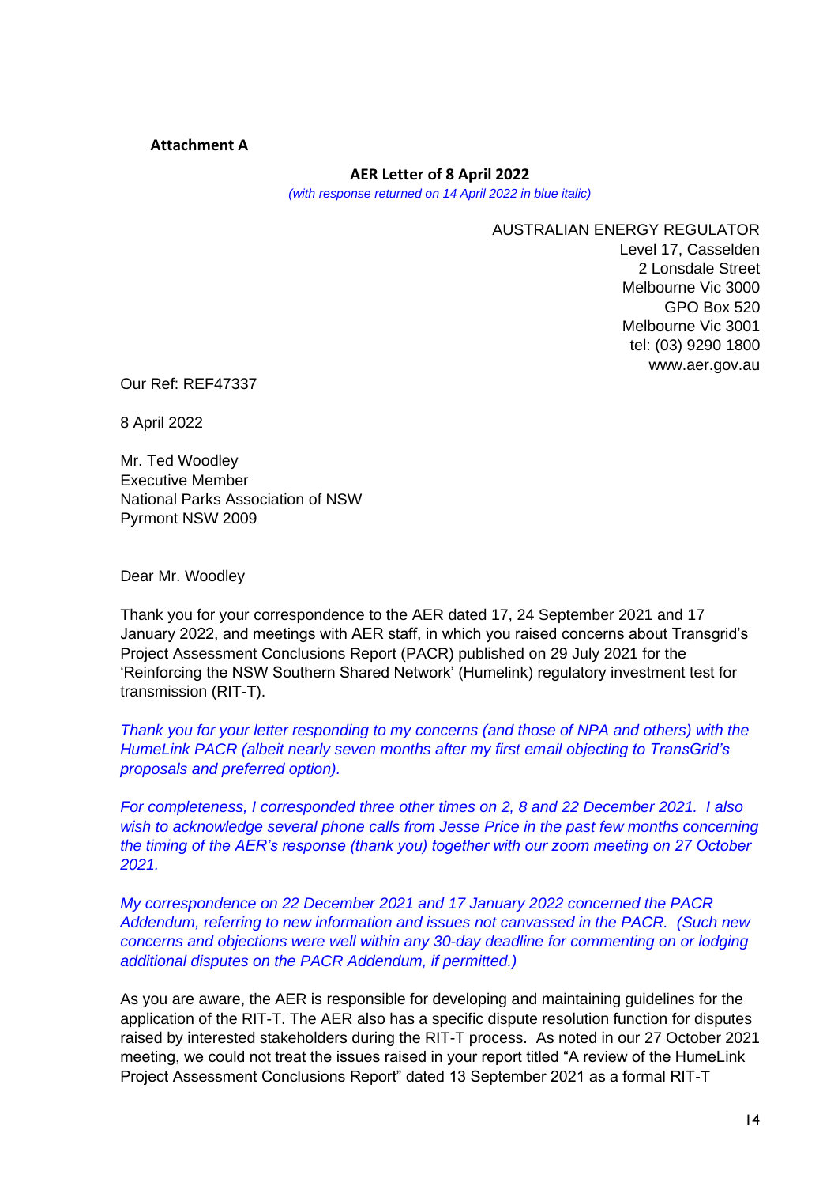**Attachment A**

**AER Letter of 8 April 2022**

*(with response returned on 14 April 2022 in blue italic)*

AUSTRALIAN ENERGY REGULATOR
Level 17, Casselden
2 Lonsdale Street
Melbourne Vic 3000
GPO Box 520
Melbourne Vic 3001
tel: (03) 9290 1800
www.aer.gov.au

Our Ref: REF47337

8 April 2022

Mr. Ted Woodley
Executive Member
National Parks Association of NSW
Pyrmont NSW 2009

Dear Mr. Woodley

Thank you for your correspondence to the AER dated 17, 24 September 2021 and 17 January 2022, and meetings with AER staff, in which you raised concerns about Transgrid's Project Assessment Conclusions Report (PACR) published on 29 July 2021 for the 'Reinforcing the NSW Southern Shared Network' (Humelink) regulatory investment test for transmission (RIT-T).

*Thank you for your letter responding to my concerns (and those of NPA and others) with the HumeLink PACR (albeit nearly seven months after my first email objecting to TransGrid's proposals and preferred option).*

*For completeness, I corresponded three other times on 2, 8 and 22 December 2021. I also wish to acknowledge several phone calls from Jesse Price in the past few months concerning the timing of the AER's response (thank you) together with our zoom meeting on 27 October 2021.*

*My correspondence on 22 December 2021 and 17 January 2022 concerned the PACR Addendum, referring to new information and issues not canvassed in the PACR. (Such new concerns and objections were well within any 30-day deadline for commenting on or lodging additional disputes on the PACR Addendum, if permitted.)*

As you are aware, the AER is responsible for developing and maintaining guidelines for the application of the RIT-T. The AER also has a specific dispute resolution function for disputes raised by interested stakeholders during the RIT-T process. As noted in our 27 October 2021 meeting, we could not treat the issues raised in your report titled "A review of the HumeLink Project Assessment Conclusions Report" dated 13 September 2021 as a formal RIT-T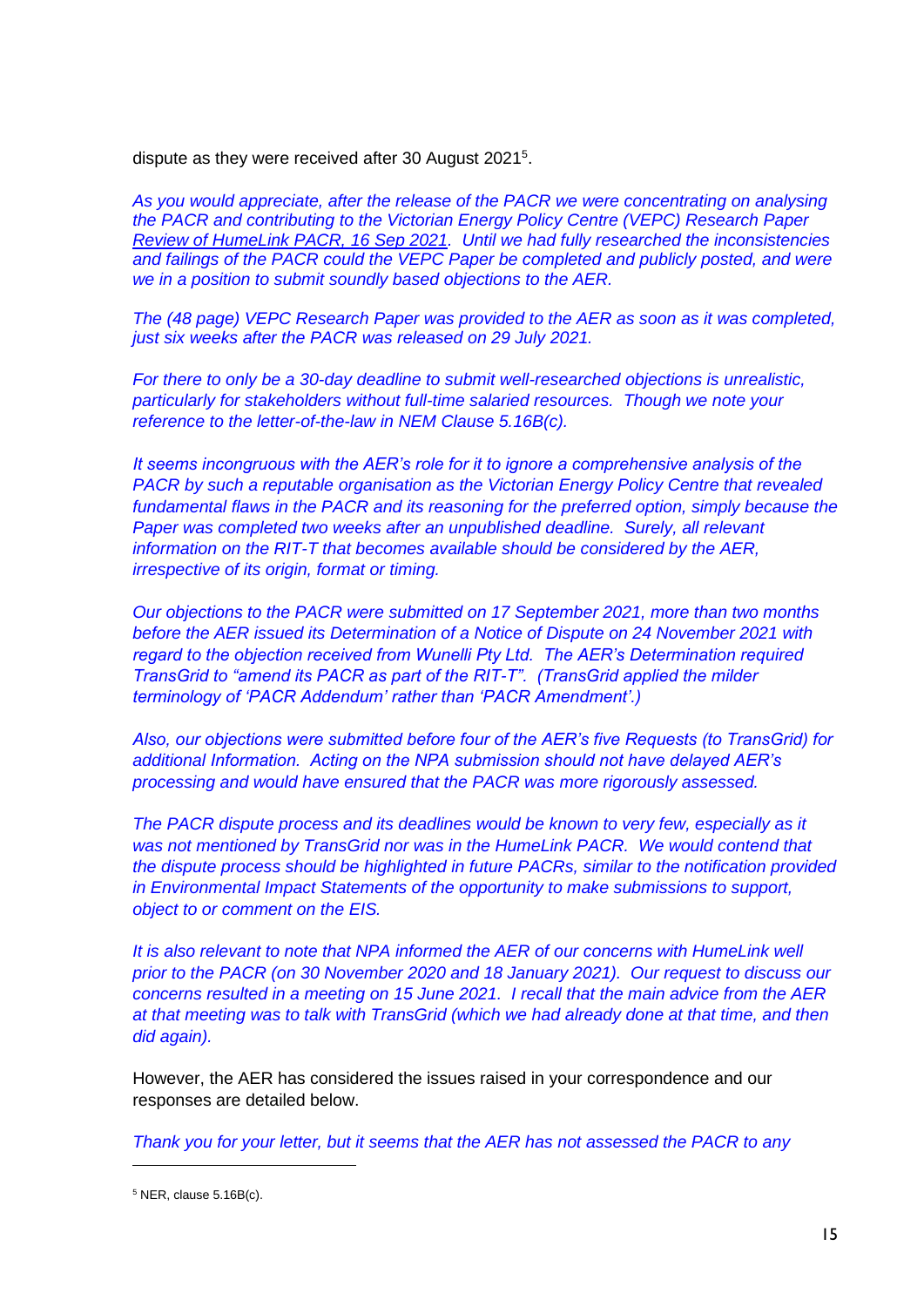dispute as they were received after 30 August 2021[5].

*As you would appreciate, after the release of the PACR we were concentrating on analysing the PACR and contributing to the Victorian Energy Policy Centre (VEPC) Research Paper [Review of HumeLink PACR, 16 Sep 2021](). Until we had fully researched the inconsistencies and failings of the PACR could the VEPC Paper be completed and publicly posted, and were we in a position to submit soundly based objections to the AER.*

*The (48 page) VEPC Research Paper was provided to the AER as soon as it was completed, just six weeks after the PACR was released on 29 July 2021.*

*For there to only be a 30-day deadline to submit well-researched objections is unrealistic, particularly for stakeholders without full-time salaried resources. Though we note your reference to the letter-of-the-law in NEM Clause 5.16B(c).*

*It seems incongruous with the AER's role for it to ignore a comprehensive analysis of the PACR by such a reputable organisation as the Victorian Energy Policy Centre that revealed fundamental flaws in the PACR and its reasoning for the preferred option, simply because the Paper was completed two weeks after an unpublished deadline. Surely, all relevant information on the RIT-T that becomes available should be considered by the AER, irrespective of its origin, format or timing.*

*Our objections to the PACR were submitted on 17 September 2021, more than two months before the AER issued its Determination of a Notice of Dispute on 24 November 2021 with regard to the objection received from Wunelli Pty Ltd. The AER's Determination required TransGrid to "amend its PACR as part of the RIT-T". (TransGrid applied the milder terminology of 'PACR Addendum' rather than 'PACR Amendment'.)*

*Also, our objections were submitted before four of the AER's five Requests (to TransGrid) for additional Information. Acting on the NPA submission should not have delayed AER's processing and would have ensured that the PACR was more rigorously assessed.*

*The PACR dispute process and its deadlines would be known to very few, especially as it was not mentioned by TransGrid nor was in the HumeLink PACR. We would contend that the dispute process should be highlighted in future PACRs, similar to the notification provided in Environmental Impact Statements of the opportunity to make submissions to support, object to or comment on the EIS.*

*It is also relevant to note that NPA informed the AER of our concerns with HumeLink well prior to the PACR (on 30 November 2020 and 18 January 2021). Our request to discuss our concerns resulted in a meeting on 15 June 2021. I recall that the main advice from the AER at that meeting was to talk with TransGrid (which we had already done at that time, and then did again).*

However, the AER has considered the issues raised in your correspondence and our responses are detailed below.

*Thank you for your letter, but it seems that the AER has not assessed the PACR to any*

---

[5] NER, clause 5.16B(c).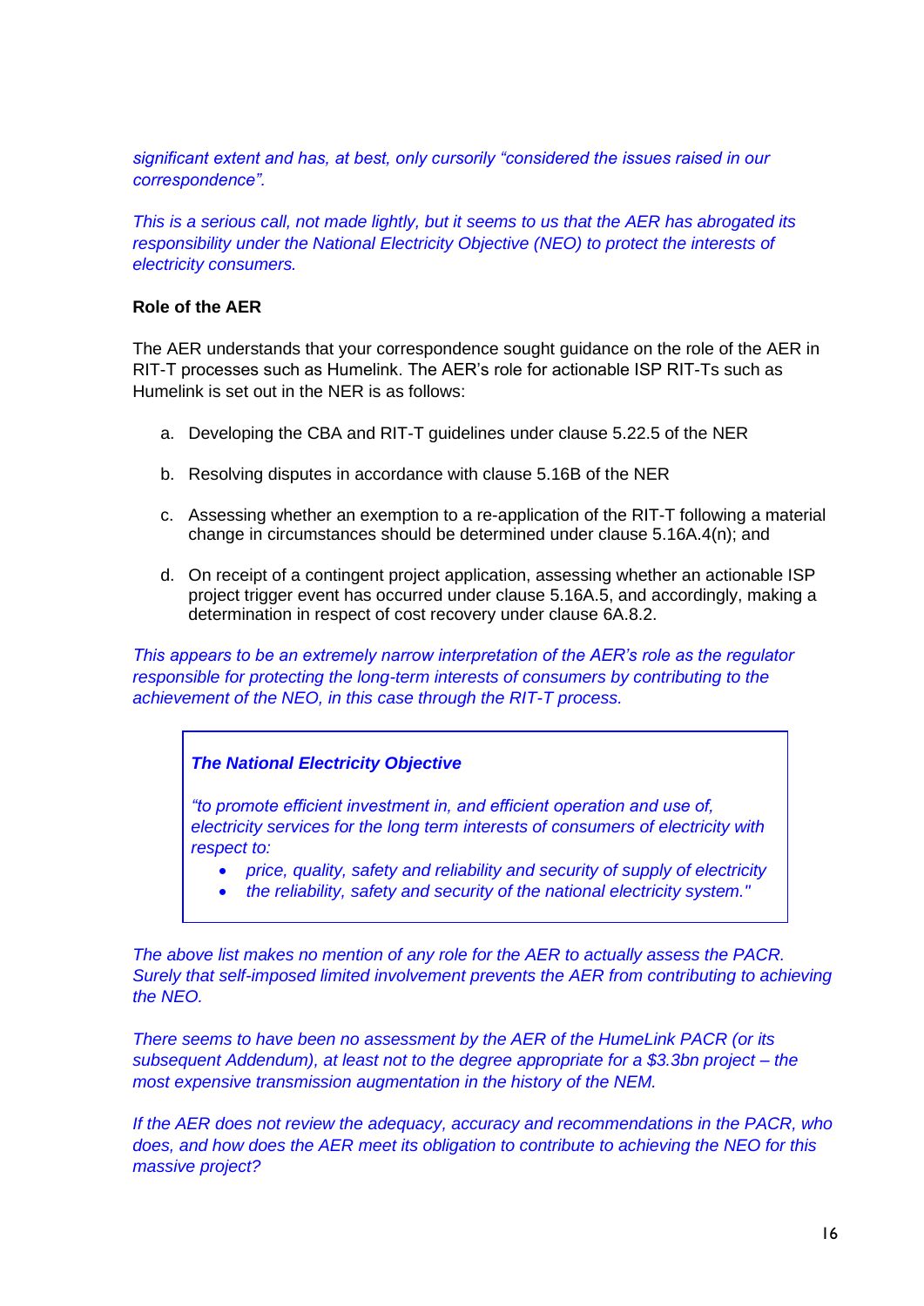*significant extent and has, at best, only cursorily "considered the issues raised in our correspondence".*

*This is a serious call, not made lightly, but it seems to us that the AER has abrogated its responsibility under the National Electricity Objective (NEO) to protect the interests of electricity consumers.*

**Role of the AER**

The AER understands that your correspondence sought guidance on the role of the AER in RIT-T processes such as Humelink. The AER's role for actionable ISP RIT-Ts such as Humelink is set out in the NER is as follows:

a. Developing the CBA and RIT-T guidelines under clause 5.22.5 of the NER

b. Resolving disputes in accordance with clause 5.16B of the NER

c. Assessing whether an exemption to a re-application of the RIT-T following a material change in circumstances should be determined under clause 5.16A.4(n); and

d. On receipt of a contingent project application, assessing whether an actionable ISP project trigger event has occurred under clause 5.16A.5, and accordingly, making a determination in respect of cost recovery under clause 6A.8.2.

*This appears to be an extremely narrow interpretation of the AER's role as the regulator responsible for protecting the long-term interests of consumers by contributing to the achievement of the NEO, in this case through the RIT-T process.*

> ***The National Electricity Objective***
>
> *"to promote efficient investment in, and efficient operation and use of, electricity services for the long term interests of consumers of electricity with respect to:*
>
> - *price, quality, safety and reliability and security of supply of electricity*
> - *the reliability, safety and security of the national electricity system."*

*The above list makes no mention of any role for the AER to actually assess the PACR. Surely that self-imposed limited involvement prevents the AER from contributing to achieving the NEO.*

*There seems to have been no assessment by the AER of the HumeLink PACR (or its subsequent Addendum), at least not to the degree appropriate for a $3.3bn project – the most expensive transmission augmentation in the history of the NEM.*

*If the AER does not review the adequacy, accuracy and recommendations in the PACR, who does, and how does the AER meet its obligation to contribute to achieving the NEO for this massive project?*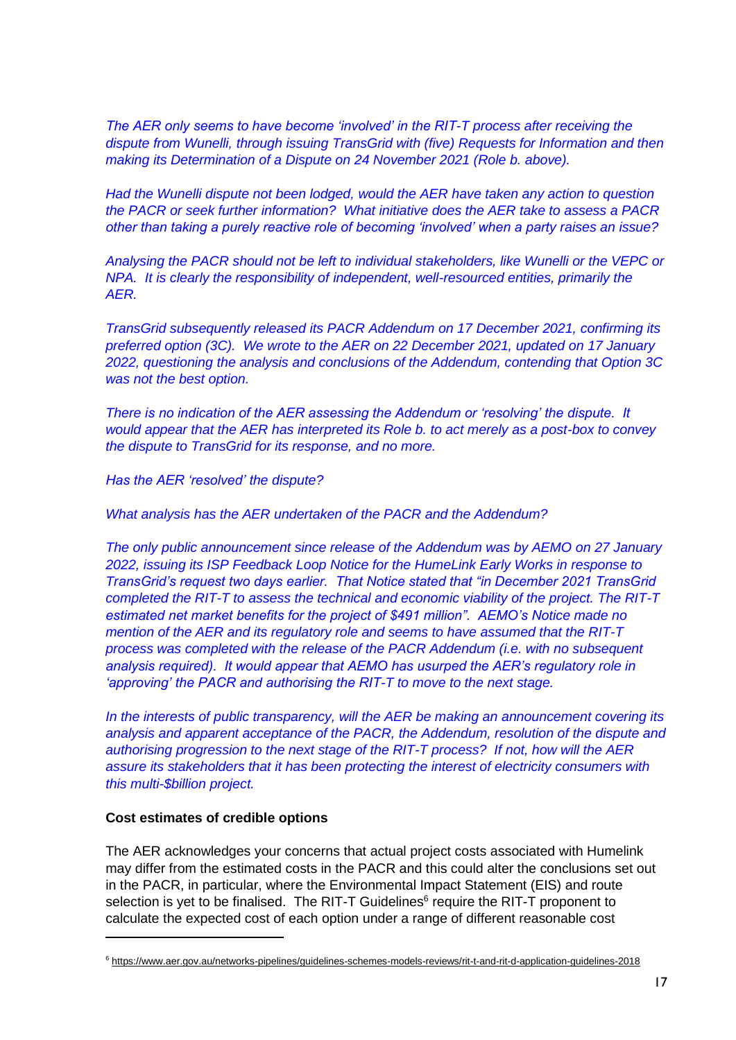*The AER only seems to have become 'involved' in the RIT-T process after receiving the dispute from Wunelli, through issuing TransGrid with (five) Requests for Information and then making its Determination of a Dispute on 24 November 2021 (Role b. above).*

*Had the Wunelli dispute not been lodged, would the AER have taken any action to question the PACR or seek further information? What initiative does the AER take to assess a PACR other than taking a purely reactive role of becoming 'involved' when a party raises an issue?*

*Analysing the PACR should not be left to individual stakeholders, like Wunelli or the VEPC or NPA. It is clearly the responsibility of independent, well-resourced entities, primarily the AER.*

*TransGrid subsequently released its PACR Addendum on 17 December 2021, confirming its preferred option (3C). We wrote to the AER on 22 December 2021, updated on 17 January 2022, questioning the analysis and conclusions of the Addendum, contending that Option 3C was not the best option.*

*There is no indication of the AER assessing the Addendum or 'resolving' the dispute. It would appear that the AER has interpreted its Role b. to act merely as a post-box to convey the dispute to TransGrid for its response, and no more.*

*Has the AER 'resolved' the dispute?*

*What analysis has the AER undertaken of the PACR and the Addendum?*

*The only public announcement since release of the Addendum was by AEMO on 27 January 2022, issuing its ISP Feedback Loop Notice for the HumeLink Early Works in response to TransGrid's request two days earlier. That Notice stated that "in December 2021 TransGrid completed the RIT-T to assess the technical and economic viability of the project. The RIT-T estimated net market benefits for the project of $491 million". AEMO's Notice made no mention of the AER and its regulatory role and seems to have assumed that the RIT-T process was completed with the release of the PACR Addendum (i.e. with no subsequent analysis required). It would appear that AEMO has usurped the AER's regulatory role in 'approving' the PACR and authorising the RIT-T to move to the next stage.*

*In the interests of public transparency, will the AER be making an announcement covering its analysis and apparent acceptance of the PACR, the Addendum, resolution of the dispute and authorising progression to the next stage of the RIT-T process? If not, how will the AER assure its stakeholders that it has been protecting the interest of electricity consumers with this multi-$billion project.*

**Cost estimates of credible options**

The AER acknowledges your concerns that actual project costs associated with Humelink may differ from the estimated costs in the PACR and this could alter the conclusions set out in the PACR, in particular, where the Environmental Impact Statement (EIS) and route selection is yet to be finalised. The RIT-T Guidelines[6] require the RIT-T proponent to calculate the expected cost of each option under a range of different reasonable cost

[6] https://www.aer.gov.au/networks-pipelines/guidelines-schemes-models-reviews/rit-t-and-rit-d-application-guidelines-2018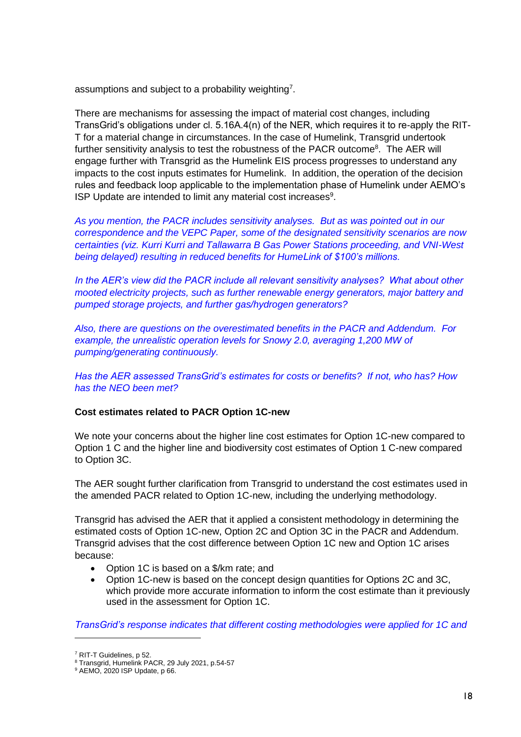assumptions and subject to a probability weighting[7].

There are mechanisms for assessing the impact of material cost changes, including TransGrid's obligations under cl. 5.16A.4(n) of the NER, which requires it to re-apply the RIT-T for a material change in circumstances. In the case of Humelink, Transgrid undertook further sensitivity analysis to test the robustness of the PACR outcome[8]. The AER will engage further with Transgrid as the Humelink EIS process progresses to understand any impacts to the cost inputs estimates for Humelink. In addition, the operation of the decision rules and feedback loop applicable to the implementation phase of Humelink under AEMO's ISP Update are intended to limit any material cost increases[9].

*As you mention, the PACR includes sensitivity analyses. But as was pointed out in our correspondence and the VEPC Paper, some of the designated sensitivity scenarios are now certainties (viz. Kurri Kurri and Tallawarra B Gas Power Stations proceeding, and VNI-West being delayed) resulting in reduced benefits for HumeLink of $100's millions.*

*In the AER's view did the PACR include all relevant sensitivity analyses? What about other mooted electricity projects, such as further renewable energy generators, major battery and pumped storage projects, and further gas/hydrogen generators?*

*Also, there are questions on the overestimated benefits in the PACR and Addendum. For example, the unrealistic operation levels for Snowy 2.0, averaging 1,200 MW of pumping/generating continuously.*

*Has the AER assessed TransGrid's estimates for costs or benefits? If not, who has? How has the NEO been met?*

**Cost estimates related to PACR Option 1C-new**

We note your concerns about the higher line cost estimates for Option 1C-new compared to Option 1 C and the higher line and biodiversity cost estimates of Option 1 C-new compared to Option 3C.

The AER sought further clarification from Transgrid to understand the cost estimates used in the amended PACR related to Option 1C-new, including the underlying methodology.

Transgrid has advised the AER that it applied a consistent methodology in determining the estimated costs of Option 1C-new, Option 2C and Option 3C in the PACR and Addendum. Transgrid advises that the cost difference between Option 1C new and Option 1C arises because:

- Option 1C is based on a $/km rate; and
- Option 1C-new is based on the concept design quantities for Options 2C and 3C, which provide more accurate information to inform the cost estimate than it previously used in the assessment for Option 1C.

*TransGrid's response indicates that different costing methodologies were applied for 1C and*

[7] RIT-T Guidelines, p 52.

[8] Transgrid, Humelink PACR, 29 July 2021, p.54-57

[9] AEMO, 2020 ISP Update, p 66.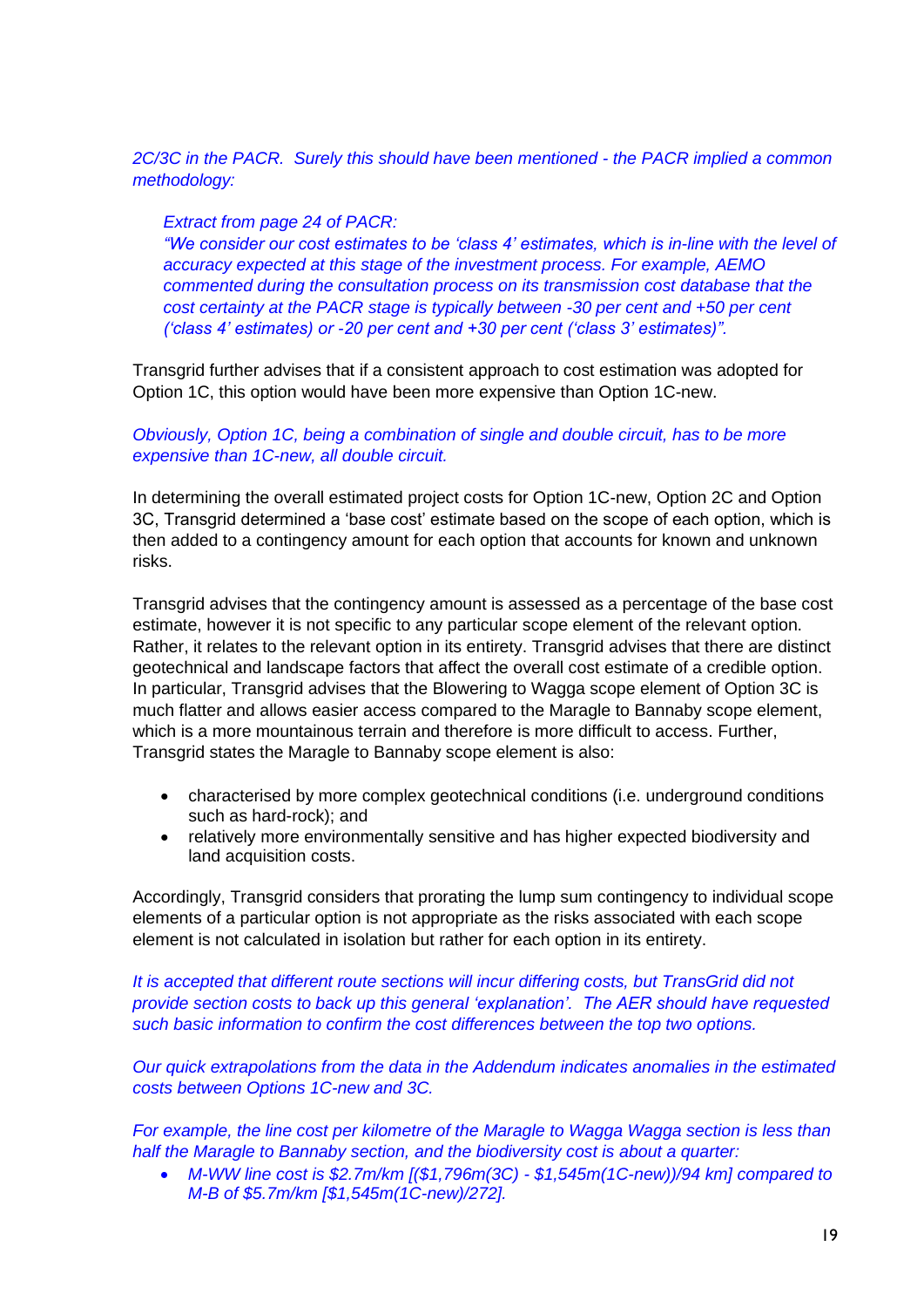*2C/3C in the PACR. Surely this should have been mentioned - the PACR implied a common methodology:*

> *Extract from page 24 of PACR:*
> *"We consider our cost estimates to be 'class 4' estimates, which is in-line with the level of accuracy expected at this stage of the investment process. For example, AEMO commented during the consultation process on its transmission cost database that the cost certainty at the PACR stage is typically between -30 per cent and +50 per cent ('class 4' estimates) or -20 per cent and +30 per cent ('class 3' estimates)".*

Transgrid further advises that if a consistent approach to cost estimation was adopted for Option 1C, this option would have been more expensive than Option 1C-new.

*Obviously, Option 1C, being a combination of single and double circuit, has to be more expensive than 1C-new, all double circuit.*

In determining the overall estimated project costs for Option 1C-new, Option 2C and Option 3C, Transgrid determined a 'base cost' estimate based on the scope of each option, which is then added to a contingency amount for each option that accounts for known and unknown risks.

Transgrid advises that the contingency amount is assessed as a percentage of the base cost estimate, however it is not specific to any particular scope element of the relevant option. Rather, it relates to the relevant option in its entirety. Transgrid advises that there are distinct geotechnical and landscape factors that affect the overall cost estimate of a credible option. In particular, Transgrid advises that the Blowering to Wagga scope element of Option 3C is much flatter and allows easier access compared to the Maragle to Bannaby scope element, which is a more mountainous terrain and therefore is more difficult to access. Further, Transgrid states the Maragle to Bannaby scope element is also:

- characterised by more complex geotechnical conditions (i.e. underground conditions such as hard-rock); and
- relatively more environmentally sensitive and has higher expected biodiversity and land acquisition costs.

Accordingly, Transgrid considers that prorating the lump sum contingency to individual scope elements of a particular option is not appropriate as the risks associated with each scope element is not calculated in isolation but rather for each option in its entirety.

*It is accepted that different route sections will incur differing costs, but TransGrid did not provide section costs to back up this general 'explanation'. The AER should have requested such basic information to confirm the cost differences between the top two options.*

*Our quick extrapolations from the data in the Addendum indicates anomalies in the estimated costs between Options 1C-new and 3C.*

*For example, the line cost per kilometre of the Maragle to Wagga Wagga section is less than half the Maragle to Bannaby section, and the biodiversity cost is about a quarter:*

- *M-WW line cost is $2.7m/km [($1,796m(3C) - $1,545m(1C-new))/94 km] compared to M-B of $5.7m/km [$1,545m(1C-new)/272].*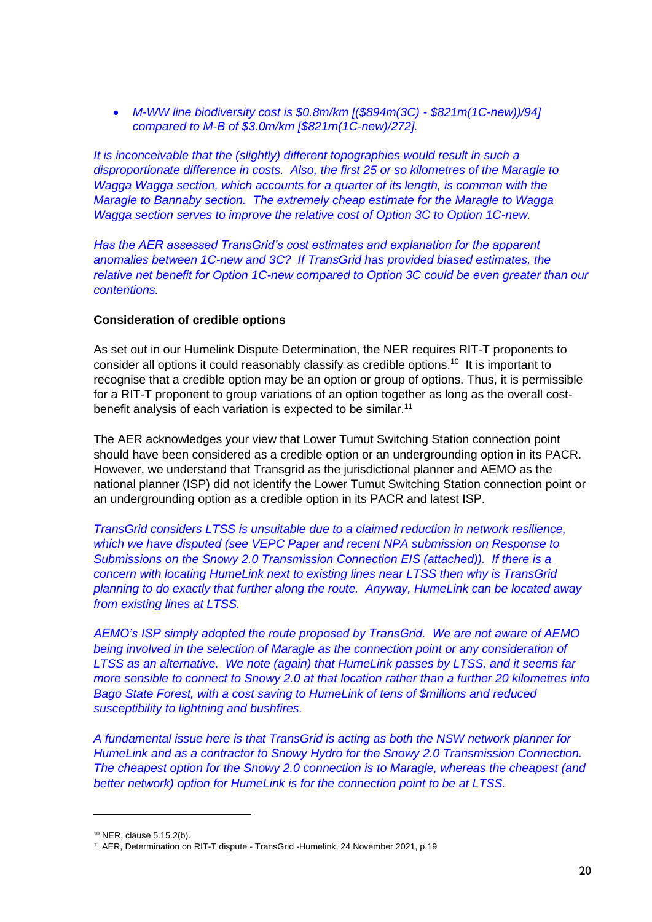- *M-WW line biodiversity cost is $0.8m/km [($894m(3C) - $821m(1C-new))/94] compared to M-B of $3.0m/km [$821m(1C-new)/272].*

*It is inconceivable that the (slightly) different topographies would result in such a disproportionate difference in costs. Also, the first 25 or so kilometres of the Maragle to Wagga Wagga section, which accounts for a quarter of its length, is common with the Maragle to Bannaby section. The extremely cheap estimate for the Maragle to Wagga Wagga section serves to improve the relative cost of Option 3C to Option 1C-new.*

*Has the AER assessed TransGrid's cost estimates and explanation for the apparent anomalies between 1C-new and 3C? If TransGrid has provided biased estimates, the relative net benefit for Option 1C-new compared to Option 3C could be even greater than our contentions.*

**Consideration of credible options**

As set out in our Humelink Dispute Determination, the NER requires RIT-T proponents to consider all options it could reasonably classify as credible options.[10] It is important to recognise that a credible option may be an option or group of options. Thus, it is permissible for a RIT-T proponent to group variations of an option together as long as the overall cost-benefit analysis of each variation is expected to be similar.[11]

The AER acknowledges your view that Lower Tumut Switching Station connection point should have been considered as a credible option or an undergrounding option in its PACR. However, we understand that Transgrid as the jurisdictional planner and AEMO as the national planner (ISP) did not identify the Lower Tumut Switching Station connection point or an undergrounding option as a credible option in its PACR and latest ISP.

*TransGrid considers LTSS is unsuitable due to a claimed reduction in network resilience, which we have disputed (see VEPC Paper and recent NPA submission on Response to Submissions on the Snowy 2.0 Transmission Connection EIS (attached)). If there is a concern with locating HumeLink next to existing lines near LTSS then why is TransGrid planning to do exactly that further along the route. Anyway, HumeLink can be located away from existing lines at LTSS.*

*AEMO's ISP simply adopted the route proposed by TransGrid. We are not aware of AEMO being involved in the selection of Maragle as the connection point or any consideration of LTSS as an alternative. We note (again) that HumeLink passes by LTSS, and it seems far more sensible to connect to Snowy 2.0 at that location rather than a further 20 kilometres into Bago State Forest, with a cost saving to HumeLink of tens of $millions and reduced susceptibility to lightning and bushfires.*

*A fundamental issue here is that TransGrid is acting as both the NSW network planner for HumeLink and as a contractor to Snowy Hydro for the Snowy 2.0 Transmission Connection. The cheapest option for the Snowy 2.0 connection is to Maragle, whereas the cheapest (and better network) option for HumeLink is for the connection point to be at LTSS.*

---

[10] NER, clause 5.15.2(b).

[11] AER, Determination on RIT-T dispute - TransGrid -Humelink, 24 November 2021, p.19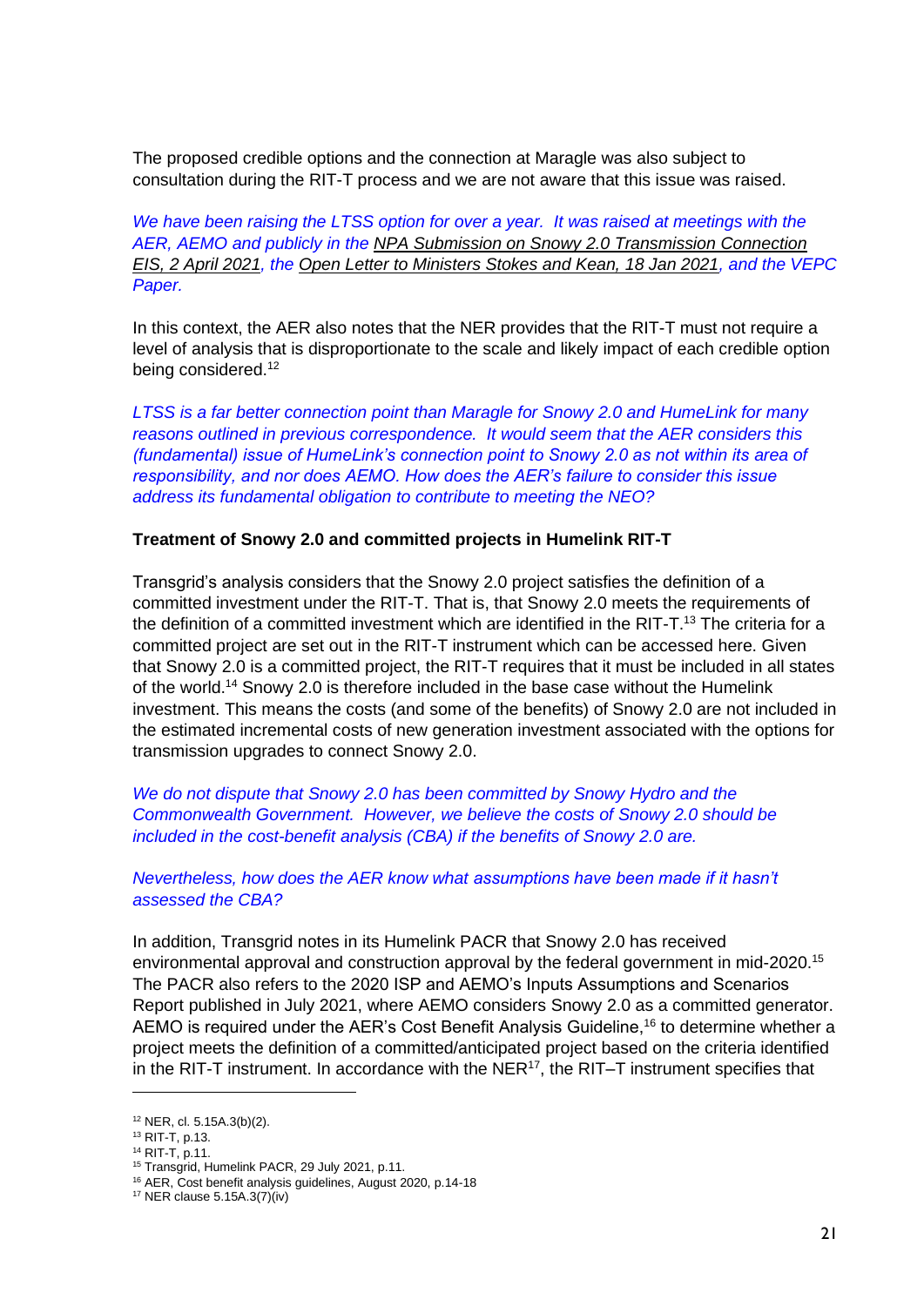The proposed credible options and the connection at Maragle was also subject to consultation during the RIT-T process and we are not aware that this issue was raised.

*We have been raising the LTSS option for over a year. It was raised at meetings with the AER, AEMO and publicly in the NPA Submission on Snowy 2.0 Transmission Connection EIS, 2 April 2021, the Open Letter to Ministers Stokes and Kean, 18 Jan 2021, and the VEPC Paper.*

In this context, the AER also notes that the NER provides that the RIT-T must not require a level of analysis that is disproportionate to the scale and likely impact of each credible option being considered.[12]

*LTSS is a far better connection point than Maragle for Snowy 2.0 and HumeLink for many reasons outlined in previous correspondence. It would seem that the AER considers this (fundamental) issue of HumeLink's connection point to Snowy 2.0 as not within its area of responsibility, and nor does AEMO. How does the AER's failure to consider this issue address its fundamental obligation to contribute to meeting the NEO?*

**Treatment of Snowy 2.0 and committed projects in Humelink RIT-T**

Transgrid's analysis considers that the Snowy 2.0 project satisfies the definition of a committed investment under the RIT-T. That is, that Snowy 2.0 meets the requirements of the definition of a committed investment which are identified in the RIT-T.[13] The criteria for a committed project are set out in the RIT-T instrument which can be accessed here. Given that Snowy 2.0 is a committed project, the RIT-T requires that it must be included in all states of the world.[14] Snowy 2.0 is therefore included in the base case without the Humelink investment. This means the costs (and some of the benefits) of Snowy 2.0 are not included in the estimated incremental costs of new generation investment associated with the options for transmission upgrades to connect Snowy 2.0.

*We do not dispute that Snowy 2.0 has been committed by Snowy Hydro and the Commonwealth Government. However, we believe the costs of Snowy 2.0 should be included in the cost-benefit analysis (CBA) if the benefits of Snowy 2.0 are.*

*Nevertheless, how does the AER know what assumptions have been made if it hasn't assessed the CBA?*

In addition, Transgrid notes in its Humelink PACR that Snowy 2.0 has received environmental approval and construction approval by the federal government in mid-2020.[15] The PACR also refers to the 2020 ISP and AEMO's Inputs Assumptions and Scenarios Report published in July 2021, where AEMO considers Snowy 2.0 as a committed generator. AEMO is required under the AER's Cost Benefit Analysis Guideline,[16] to determine whether a project meets the definition of a committed/anticipated project based on the criteria identified in the RIT-T instrument. In accordance with the NER[17], the RIT–T instrument specifies that

---

[12] NER, cl. 5.15A.3(b)(2).

[13] RIT-T, p.13.

[14] RIT-T, p.11.

[15] Transgrid, Humelink PACR, 29 July 2021, p.11.

[16] AER, Cost benefit analysis guidelines, August 2020, p.14-18

[17] NER clause 5.15A.3(7)(iv)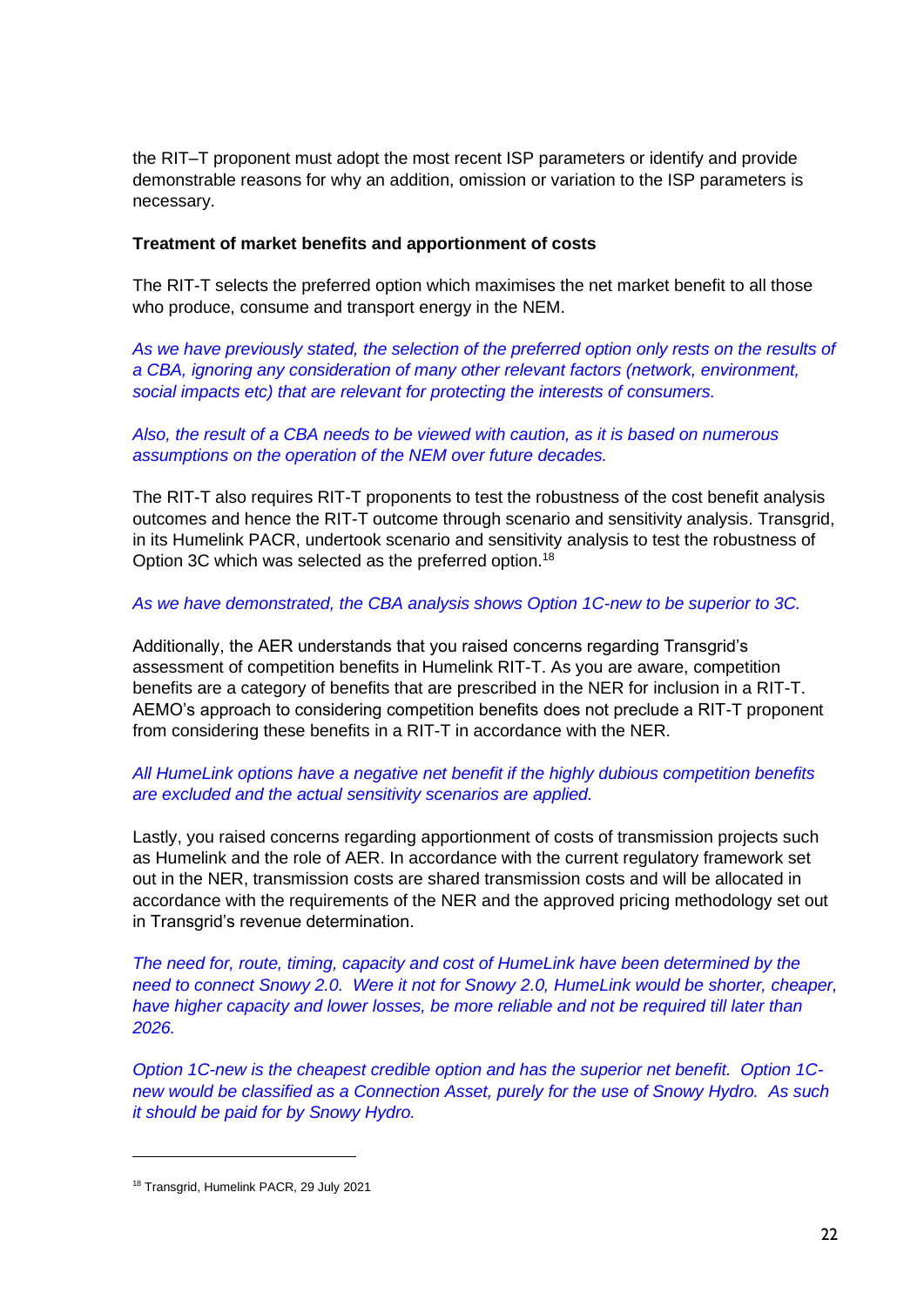the RIT–T proponent must adopt the most recent ISP parameters or identify and provide demonstrable reasons for why an addition, omission or variation to the ISP parameters is necessary.

**Treatment of market benefits and apportionment of costs**

The RIT-T selects the preferred option which maximises the net market benefit to all those who produce, consume and transport energy in the NEM.

*As we have previously stated, the selection of the preferred option only rests on the results of a CBA, ignoring any consideration of many other relevant factors (network, environment, social impacts etc) that are relevant for protecting the interests of consumers.*

*Also, the result of a CBA needs to be viewed with caution, as it is based on numerous assumptions on the operation of the NEM over future decades.*

The RIT-T also requires RIT-T proponents to test the robustness of the cost benefit analysis outcomes and hence the RIT-T outcome through scenario and sensitivity analysis. Transgrid, in its Humelink PACR, undertook scenario and sensitivity analysis to test the robustness of Option 3C which was selected as the preferred option.[18]

*As we have demonstrated, the CBA analysis shows Option 1C-new to be superior to 3C.*

Additionally, the AER understands that you raised concerns regarding Transgrid's assessment of competition benefits in Humelink RIT-T. As you are aware, competition benefits are a category of benefits that are prescribed in the NER for inclusion in a RIT-T. AEMO's approach to considering competition benefits does not preclude a RIT-T proponent from considering these benefits in a RIT-T in accordance with the NER.

*All HumeLink options have a negative net benefit if the highly dubious competition benefits are excluded and the actual sensitivity scenarios are applied.*

Lastly, you raised concerns regarding apportionment of costs of transmission projects such as Humelink and the role of AER. In accordance with the current regulatory framework set out in the NER, transmission costs are shared transmission costs and will be allocated in accordance with the requirements of the NER and the approved pricing methodology set out in Transgrid's revenue determination.

*The need for, route, timing, capacity and cost of HumeLink have been determined by the need to connect Snowy 2.0. Were it not for Snowy 2.0, HumeLink would be shorter, cheaper, have higher capacity and lower losses, be more reliable and not be required till later than 2026.*

*Option 1C-new is the cheapest credible option and has the superior net benefit. Option 1C-new would be classified as a Connection Asset, purely for the use of Snowy Hydro. As such it should be paid for by Snowy Hydro.*

---

[18] Transgrid, Humelink PACR, 29 July 2021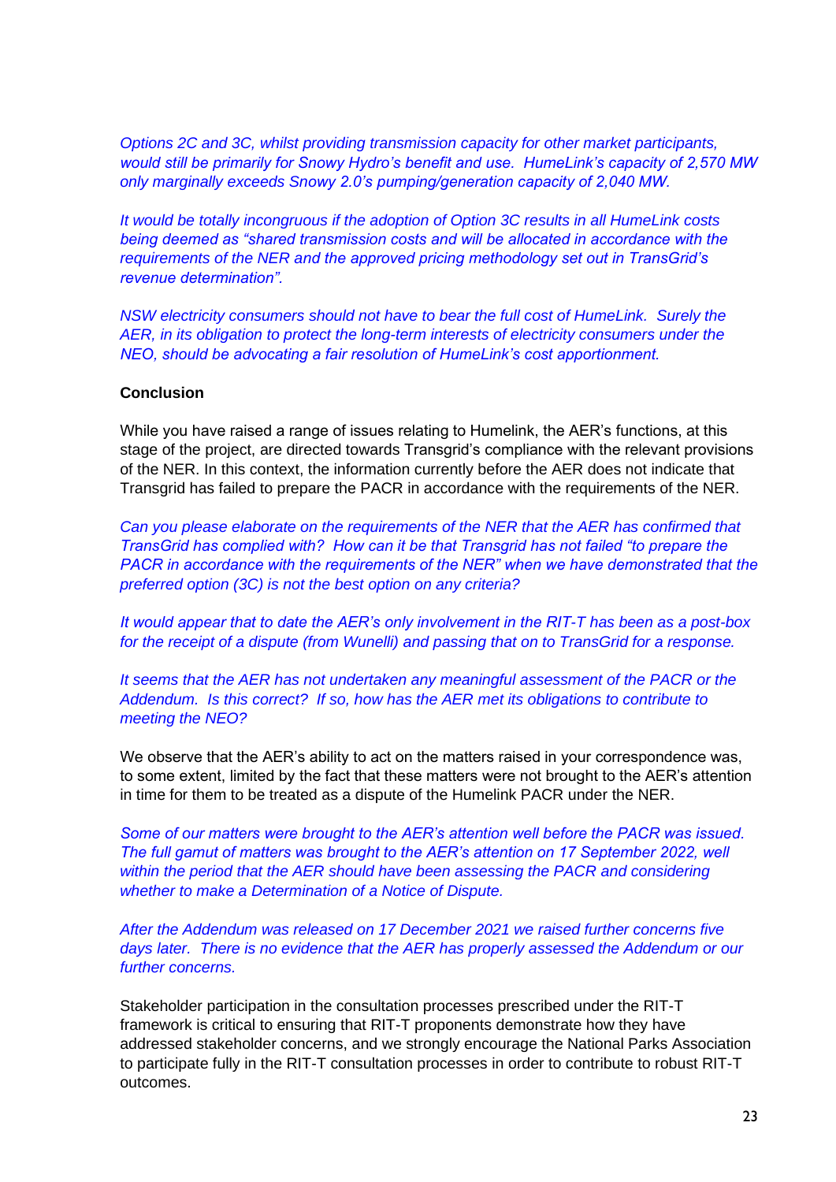*Options 2C and 3C, whilst providing transmission capacity for other market participants, would still be primarily for Snowy Hydro's benefit and use. HumeLink's capacity of 2,570 MW only marginally exceeds Snowy 2.0's pumping/generation capacity of 2,040 MW.*

*It would be totally incongruous if the adoption of Option 3C results in all HumeLink costs being deemed as "shared transmission costs and will be allocated in accordance with the requirements of the NER and the approved pricing methodology set out in TransGrid's revenue determination".*

*NSW electricity consumers should not have to bear the full cost of HumeLink. Surely the AER, in its obligation to protect the long-term interests of electricity consumers under the NEO, should be advocating a fair resolution of HumeLink's cost apportionment.*

**Conclusion**

While you have raised a range of issues relating to Humelink, the AER's functions, at this stage of the project, are directed towards Transgrid's compliance with the relevant provisions of the NER. In this context, the information currently before the AER does not indicate that Transgrid has failed to prepare the PACR in accordance with the requirements of the NER.

*Can you please elaborate on the requirements of the NER that the AER has confirmed that TransGrid has complied with? How can it be that Transgrid has not failed "to prepare the PACR in accordance with the requirements of the NER" when we have demonstrated that the preferred option (3C) is not the best option on any criteria?*

*It would appear that to date the AER's only involvement in the RIT-T has been as a post-box for the receipt of a dispute (from Wunelli) and passing that on to TransGrid for a response.*

*It seems that the AER has not undertaken any meaningful assessment of the PACR or the Addendum. Is this correct? If so, how has the AER met its obligations to contribute to meeting the NEO?*

We observe that the AER's ability to act on the matters raised in your correspondence was, to some extent, limited by the fact that these matters were not brought to the AER's attention in time for them to be treated as a dispute of the Humelink PACR under the NER.

*Some of our matters were brought to the AER's attention well before the PACR was issued. The full gamut of matters was brought to the AER's attention on 17 September 2022, well within the period that the AER should have been assessing the PACR and considering whether to make a Determination of a Notice of Dispute.*

*After the Addendum was released on 17 December 2021 we raised further concerns five days later. There is no evidence that the AER has properly assessed the Addendum or our further concerns.*

Stakeholder participation in the consultation processes prescribed under the RIT-T framework is critical to ensuring that RIT-T proponents demonstrate how they have addressed stakeholder concerns, and we strongly encourage the National Parks Association to participate fully in the RIT-T consultation processes in order to contribute to robust RIT-T outcomes.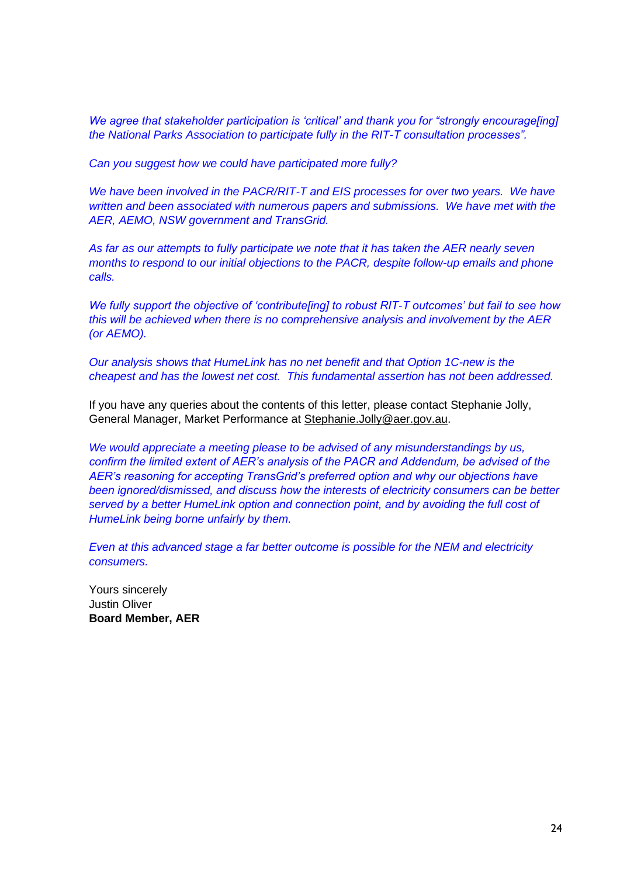*We agree that stakeholder participation is 'critical' and thank you for "strongly encourage[ing] the National Parks Association to participate fully in the RIT-T consultation processes".*

*Can you suggest how we could have participated more fully?*

*We have been involved in the PACR/RIT-T and EIS processes for over two years. We have written and been associated with numerous papers and submissions. We have met with the AER, AEMO, NSW government and TransGrid.*

*As far as our attempts to fully participate we note that it has taken the AER nearly seven months to respond to our initial objections to the PACR, despite follow-up emails and phone calls.*

*We fully support the objective of 'contribute[ing] to robust RIT-T outcomes' but fail to see how this will be achieved when there is no comprehensive analysis and involvement by the AER (or AEMO).*

*Our analysis shows that HumeLink has no net benefit and that Option 1C-new is the cheapest and has the lowest net cost. This fundamental assertion has not been addressed.*

If you have any queries about the contents of this letter, please contact Stephanie Jolly, General Manager, Market Performance at Stephanie.Jolly@aer.gov.au.

*We would appreciate a meeting please to be advised of any misunderstandings by us, confirm the limited extent of AER's analysis of the PACR and Addendum, be advised of the AER's reasoning for accepting TransGrid's preferred option and why our objections have been ignored/dismissed, and discuss how the interests of electricity consumers can be better served by a better HumeLink option and connection point, and by avoiding the full cost of HumeLink being borne unfairly by them.*

*Even at this advanced stage a far better outcome is possible for the NEM and electricity consumers.*

Yours sincerely
Justin Oliver
**Board Member, AER**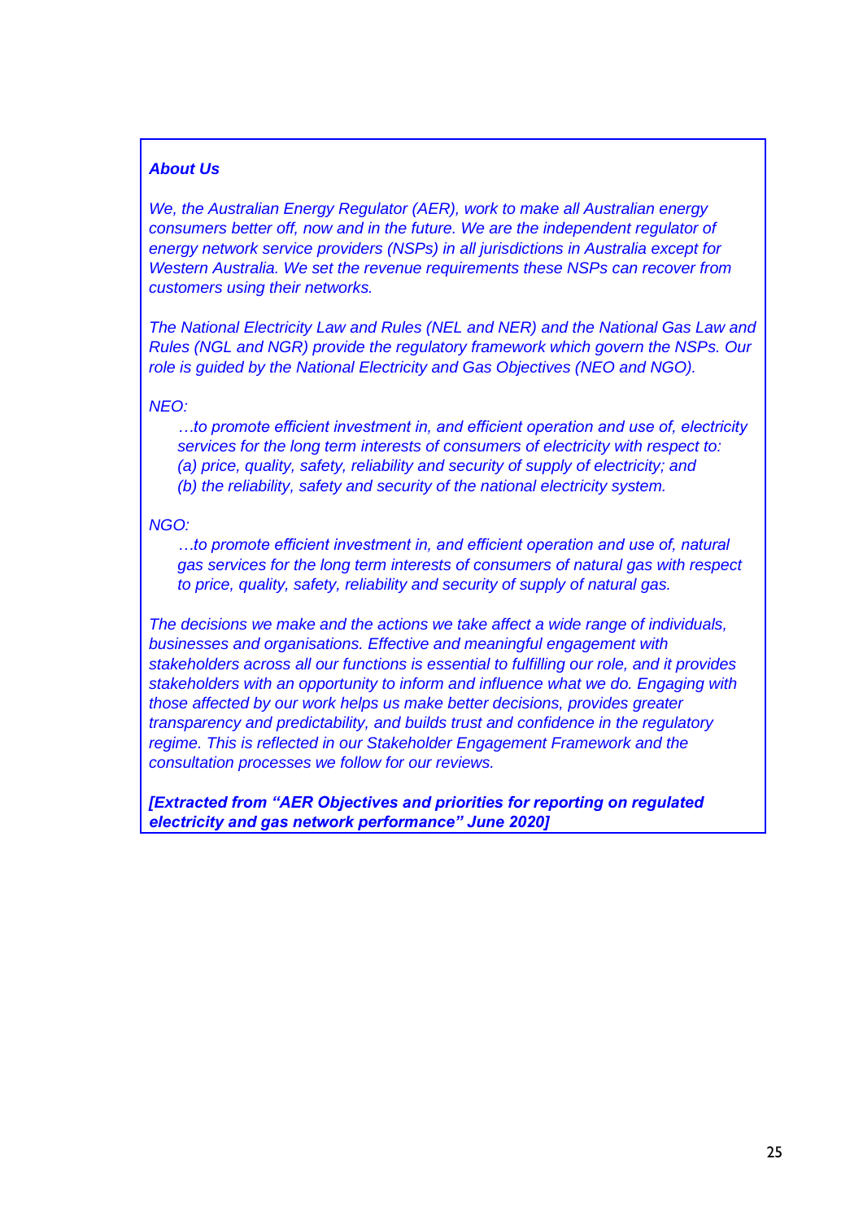***About Us***

*We, the Australian Energy Regulator (AER), work to make all Australian energy consumers better off, now and in the future. We are the independent regulator of energy network service providers (NSPs) in all jurisdictions in Australia except for Western Australia. We set the revenue requirements these NSPs can recover from customers using their networks.*

*The National Electricity Law and Rules (NEL and NER) and the National Gas Law and Rules (NGL and NGR) provide the regulatory framework which govern the NSPs. Our role is guided by the National Electricity and Gas Objectives (NEO and NGO).*

*NEO:*

> *…to promote efficient investment in, and efficient operation and use of, electricity services for the long term interests of consumers of electricity with respect to:*
> *(a) price, quality, safety, reliability and security of supply of electricity; and*
> *(b) the reliability, safety and security of the national electricity system.*

*NGO:*

> *…to promote efficient investment in, and efficient operation and use of, natural gas services for the long term interests of consumers of natural gas with respect to price, quality, safety, reliability and security of supply of natural gas.*

*The decisions we make and the actions we take affect a wide range of individuals, businesses and organisations. Effective and meaningful engagement with stakeholders across all our functions is essential to fulfilling our role, and it provides stakeholders with an opportunity to inform and influence what we do. Engaging with those affected by our work helps us make better decisions, provides greater transparency and predictability, and builds trust and confidence in the regulatory regime. This is reflected in our Stakeholder Engagement Framework and the consultation processes we follow for our reviews.*

***[Extracted from "AER Objectives and priorities for reporting on regulated electricity and gas network performance" June 2020]***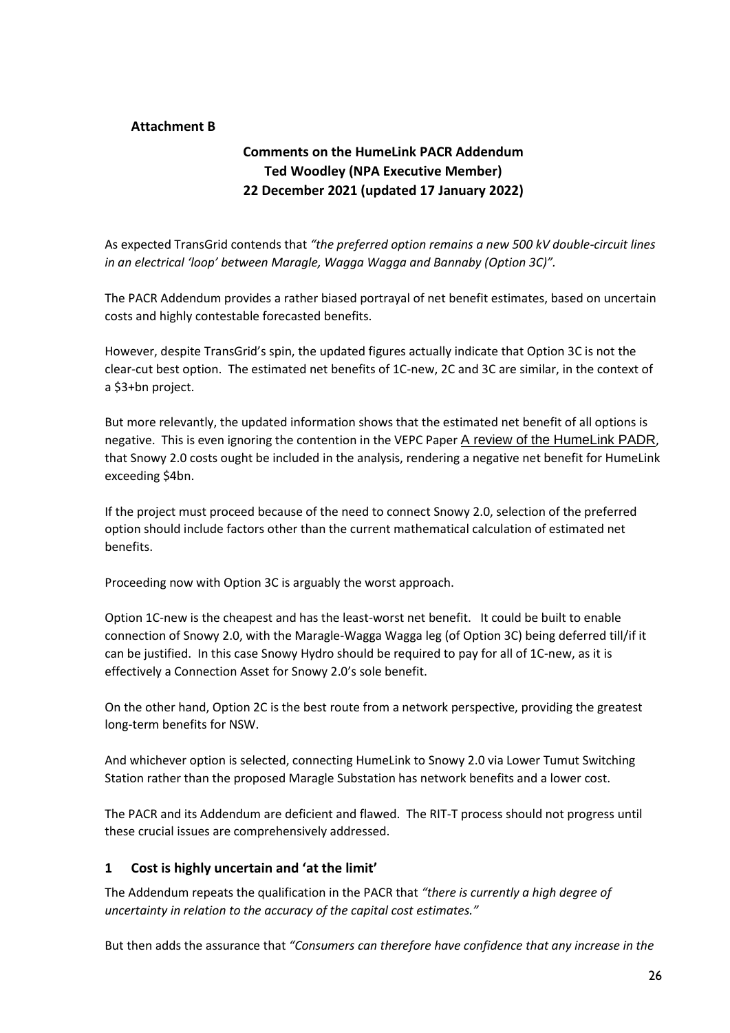**Attachment B**

**Comments on the HumeLink PACR Addendum**
**Ted Woodley (NPA Executive Member)**
**22 December 2021 (updated 17 January 2022)**

As expected TransGrid contends that *"the preferred option remains a new 500 kV double-circuit lines in an electrical 'loop' between Maragle, Wagga Wagga and Bannaby (Option 3C)".*

The PACR Addendum provides a rather biased portrayal of net benefit estimates, based on uncertain costs and highly contestable forecasted benefits.

However, despite TransGrid's spin, the updated figures actually indicate that Option 3C is not the clear-cut best option. The estimated net benefits of 1C-new, 2C and 3C are similar, in the context of a $3+bn project.

But more relevantly, the updated information shows that the estimated net benefit of all options is negative. This is even ignoring the contention in the VEPC Paper A review of the HumeLink PADR, that Snowy 2.0 costs ought be included in the analysis, rendering a negative net benefit for HumeLink exceeding $4bn.

If the project must proceed because of the need to connect Snowy 2.0, selection of the preferred option should include factors other than the current mathematical calculation of estimated net benefits.

Proceeding now with Option 3C is arguably the worst approach.

Option 1C-new is the cheapest and has the least-worst net benefit. It could be built to enable connection of Snowy 2.0, with the Maragle-Wagga Wagga leg (of Option 3C) being deferred till/if it can be justified. In this case Snowy Hydro should be required to pay for all of 1C-new, as it is effectively a Connection Asset for Snowy 2.0's sole benefit.

On the other hand, Option 2C is the best route from a network perspective, providing the greatest long-term benefits for NSW.

And whichever option is selected, connecting HumeLink to Snowy 2.0 via Lower Tumut Switching Station rather than the proposed Maragle Substation has network benefits and a lower cost.

The PACR and its Addendum are deficient and flawed. The RIT-T process should not progress until these crucial issues are comprehensively addressed.

## 1 Cost is highly uncertain and 'at the limit'

The Addendum repeats the qualification in the PACR that *"there is currently a high degree of uncertainty in relation to the accuracy of the capital cost estimates."*

But then adds the assurance that *"Consumers can therefore have confidence that any increase in the*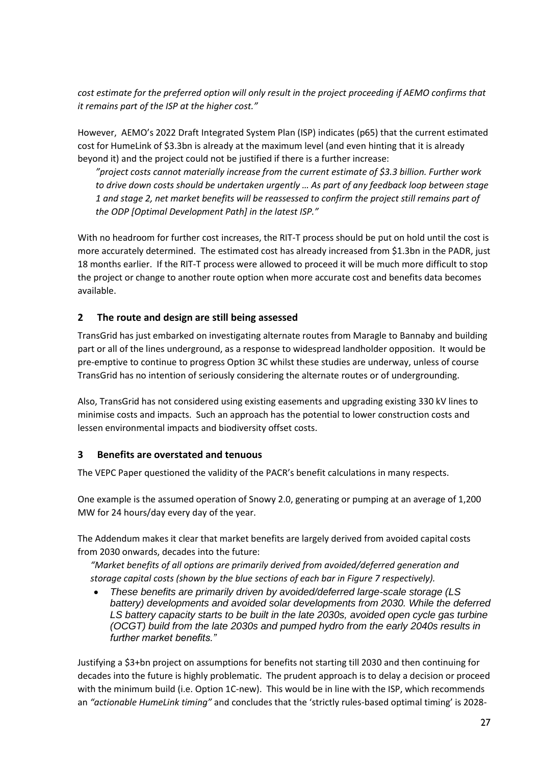*cost estimate for the preferred option will only result in the project proceeding if AEMO confirms that it remains part of the ISP at the higher cost."*

However, AEMO's 2022 Draft Integrated System Plan (ISP) indicates (p65) that the current estimated cost for HumeLink of $3.3bn is already at the maximum level (and even hinting that it is already beyond it) and the project could not be justified if there is a further increase:

> *"project costs cannot materially increase from the current estimate of $3.3 billion. Further work to drive down costs should be undertaken urgently … As part of any feedback loop between stage 1 and stage 2, net market benefits will be reassessed to confirm the project still remains part of the ODP [Optimal Development Path] in the latest ISP."*

With no headroom for further cost increases, the RIT-T process should be put on hold until the cost is more accurately determined. The estimated cost has already increased from $1.3bn in the PADR, just 18 months earlier. If the RIT-T process were allowed to proceed it will be much more difficult to stop the project or change to another route option when more accurate cost and benefits data becomes available.

## 2 The route and design are still being assessed

TransGrid has just embarked on investigating alternate routes from Maragle to Bannaby and building part or all of the lines underground, as a response to widespread landholder opposition. It would be pre-emptive to continue to progress Option 3C whilst these studies are underway, unless of course TransGrid has no intention of seriously considering the alternate routes or of undergrounding.

Also, TransGrid has not considered using existing easements and upgrading existing 330 kV lines to minimise costs and impacts. Such an approach has the potential to lower construction costs and lessen environmental impacts and biodiversity offset costs.

## 3 Benefits are overstated and tenuous

The VEPC Paper questioned the validity of the PACR's benefit calculations in many respects.

One example is the assumed operation of Snowy 2.0, generating or pumping at an average of 1,200 MW for 24 hours/day every day of the year.

The Addendum makes it clear that market benefits are largely derived from avoided capital costs from 2030 onwards, decades into the future:

> *"Market benefits of all options are primarily derived from avoided/deferred generation and storage capital costs (shown by the blue sections of each bar in Figure 7 respectively).*
>
> - *These benefits are primarily driven by avoided/deferred large-scale storage (LS battery) developments and avoided solar developments from 2030. While the deferred LS battery capacity starts to be built in the late 2030s, avoided open cycle gas turbine (OCGT) build from the late 2030s and pumped hydro from the early 2040s results in further market benefits."*

Justifying a $3+bn project on assumptions for benefits not starting till 2030 and then continuing for decades into the future is highly problematic. The prudent approach is to delay a decision or proceed with the minimum build (i.e. Option 1C-new). This would be in line with the ISP, which recommends an *"actionable HumeLink timing"* and concludes that the 'strictly rules-based optimal timing' is 2028-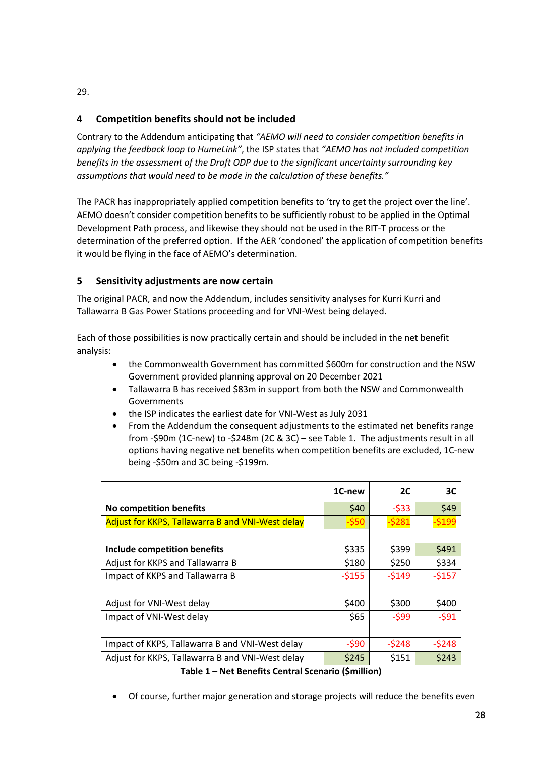29.

## 4 Competition benefits should not be included

Contrary to the Addendum anticipating that *"AEMO will need to consider competition benefits in applying the feedback loop to HumeLink"*, the ISP states that *"AEMO has not included competition benefits in the assessment of the Draft ODP due to the significant uncertainty surrounding key assumptions that would need to be made in the calculation of these benefits."*

The PACR has inappropriately applied competition benefits to 'try to get the project over the line'. AEMO doesn't consider competition benefits to be sufficiently robust to be applied in the Optimal Development Path process, and likewise they should not be used in the RIT-T process or the determination of the preferred option. If the AER 'condoned' the application of competition benefits it would be flying in the face of AEMO's determination.

## 5 Sensitivity adjustments are now certain

The original PACR, and now the Addendum, includes sensitivity analyses for Kurri Kurri and Tallawarra B Gas Power Stations proceeding and for VNI-West being delayed.

Each of those possibilities is now practically certain and should be included in the net benefit analysis:

- the Commonwealth Government has committed $600m for construction and the NSW Government provided planning approval on 20 December 2021
- Tallawarra B has received $83m in support from both the NSW and Commonwealth Governments
- the ISP indicates the earliest date for VNI-West as July 2031
- From the Addendum the consequent adjustments to the estimated net benefits range from -$90m (1C-new) to -$248m (2C & 3C) – see Table 1. The adjustments result in all options having negative net benefits when competition benefits are excluded, 1C-new being -$50m and 3C being -$199m.

| | 1C-new | 2C | 3C |
|---|---|---|---|
| **No competition benefits** | $40 | -$33 | $49 |
| Adjust for KKPS, Tallawarra B and VNI-West delay | -$50 | -$281 | -$199 |
| | | | |
| **Include competition benefits** | $335 | $399 | $491 |
| Adjust for KKPS and Tallawarra B | $180 | $250 | $334 |
| Impact of KKPS and Tallawarra B | -$155 | -$149 | -$157 |
| | | | |
| Adjust for VNI-West delay | $400 | $300 | $400 |
| Impact of VNI-West delay | $65 | -$99 | -$91 |
| | | | |
| Impact of KKPS, Tallawarra B and VNI-West delay | -$90 | -$248 | -$248 |
| Adjust for KKPS, Tallawarra B and VNI-West delay | $245 | $151 | $243 |

**Table 1 – Net Benefits Central Scenario ($million)**

- Of course, further major generation and storage projects will reduce the benefits even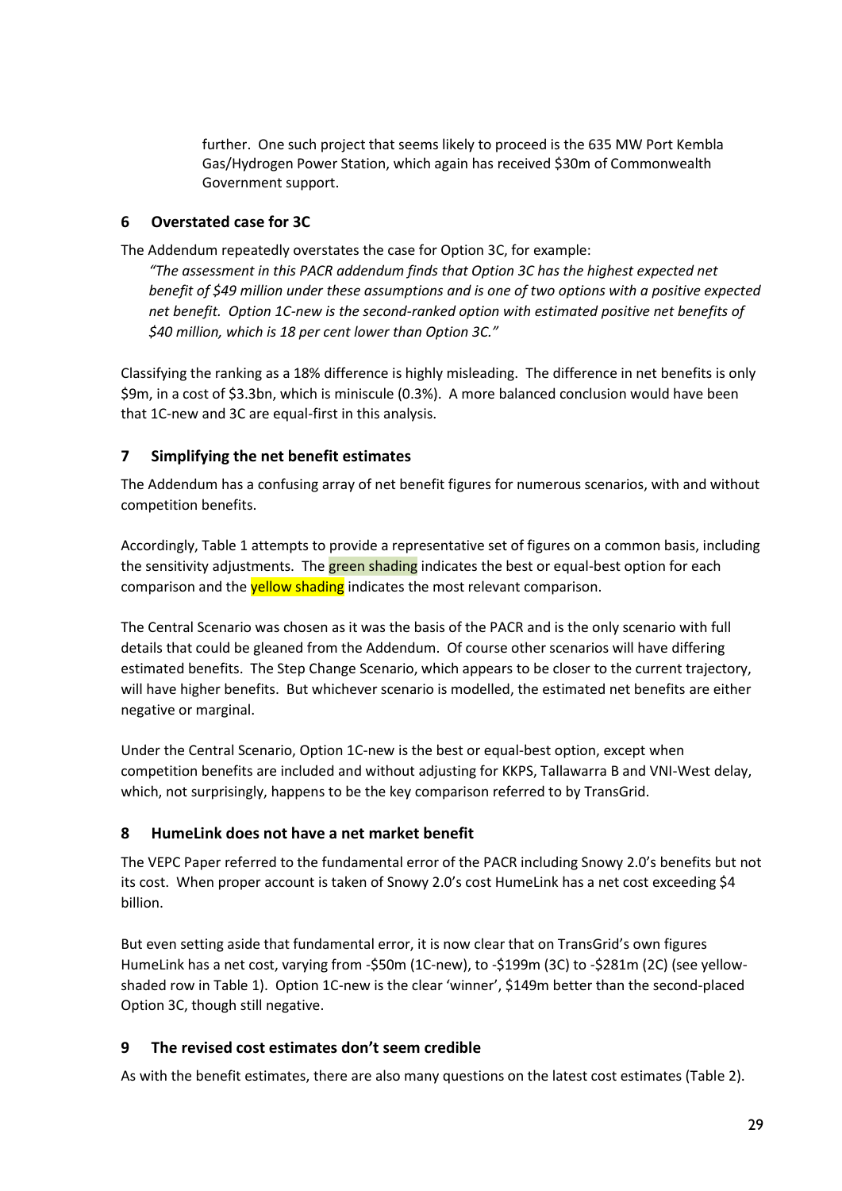further. One such project that seems likely to proceed is the 635 MW Port Kembla Gas/Hydrogen Power Station, which again has received $30m of Commonwealth Government support.

## 6 Overstated case for 3C

The Addendum repeatedly overstates the case for Option 3C, for example:

*"The assessment in this PACR addendum finds that Option 3C has the highest expected net benefit of $49 million under these assumptions and is one of two options with a positive expected net benefit. Option 1C-new is the second-ranked option with estimated positive net benefits of $40 million, which is 18 per cent lower than Option 3C."*

Classifying the ranking as a 18% difference is highly misleading. The difference in net benefits is only $9m, in a cost of $3.3bn, which is miniscule (0.3%). A more balanced conclusion would have been that 1C-new and 3C are equal-first in this analysis.

## 7 Simplifying the net benefit estimates

The Addendum has a confusing array of net benefit figures for numerous scenarios, with and without competition benefits.

Accordingly, Table 1 attempts to provide a representative set of figures on a common basis, including the sensitivity adjustments. The green shading indicates the best or equal-best option for each comparison and the yellow shading indicates the most relevant comparison.

The Central Scenario was chosen as it was the basis of the PACR and is the only scenario with full details that could be gleaned from the Addendum. Of course other scenarios will have differing estimated benefits. The Step Change Scenario, which appears to be closer to the current trajectory, will have higher benefits. But whichever scenario is modelled, the estimated net benefits are either negative or marginal.

Under the Central Scenario, Option 1C-new is the best or equal-best option, except when competition benefits are included and without adjusting for KKPS, Tallawarra B and VNI-West delay, which, not surprisingly, happens to be the key comparison referred to by TransGrid.

## 8 HumeLink does not have a net market benefit

The VEPC Paper referred to the fundamental error of the PACR including Snowy 2.0's benefits but not its cost. When proper account is taken of Snowy 2.0's cost HumeLink has a net cost exceeding $4 billion.

But even setting aside that fundamental error, it is now clear that on TransGrid's own figures HumeLink has a net cost, varying from -$50m (1C-new), to -$199m (3C) to -$281m (2C) (see yellow-shaded row in Table 1). Option 1C-new is the clear 'winner', $149m better than the second-placed Option 3C, though still negative.

## 9 The revised cost estimates don't seem credible

As with the benefit estimates, there are also many questions on the latest cost estimates (Table 2).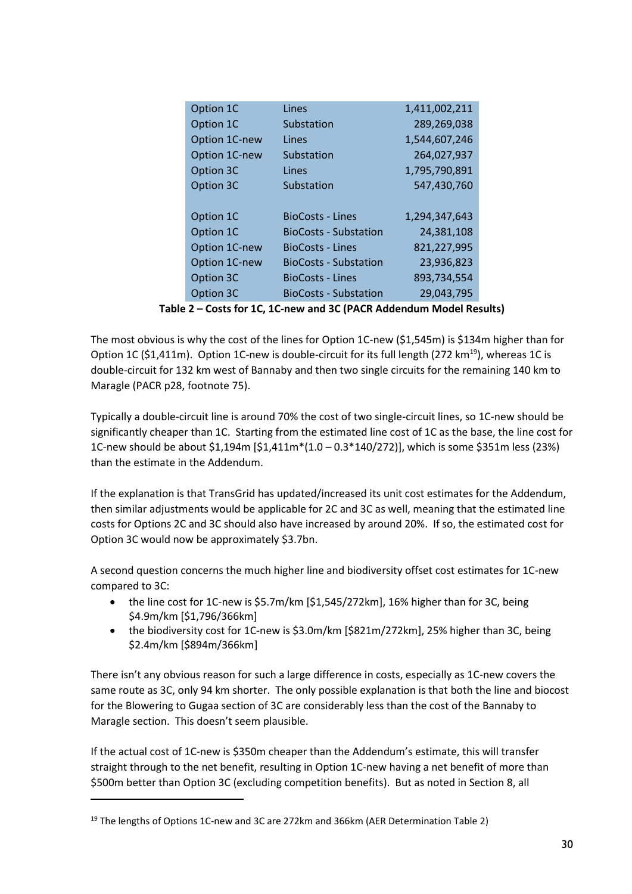| Option | Item | Cost |
| --- | --- | --- |
| Option 1C | Lines | 1,411,002,211 |
| Option 1C | Substation | 289,269,038 |
| Option 1C-new | Lines | 1,544,607,246 |
| Option 1C-new | Substation | 264,027,937 |
| Option 3C | Lines | 1,795,790,891 |
| Option 3C | Substation | 547,430,760 |
| | | |
| Option 1C | BioCosts - Lines | 1,294,347,643 |
| Option 1C | BioCosts - Substation | 24,381,108 |
| Option 1C-new | BioCosts - Lines | 821,227,995 |
| Option 1C-new | BioCosts - Substation | 23,936,823 |
| Option 3C | BioCosts - Lines | 893,734,554 |
| Option 3C | BioCosts - Substation | 29,043,795 |

**Table 2 – Costs for 1C, 1C-new and 3C (PACR Addendum Model Results)**

The most obvious is why the cost of the lines for Option 1C-new ($1,545m) is $134m higher than for Option 1C ($1,411m). Option 1C-new is double-circuit for its full length (272 km[19]), whereas 1C is double-circuit for 132 km west of Bannaby and then two single circuits for the remaining 140 km to Maragle (PACR p28, footnote 75).

Typically a double-circuit line is around 70% the cost of two single-circuit lines, so 1C-new should be significantly cheaper than 1C. Starting from the estimated line cost of 1C as the base, the line cost for 1C-new should be about $1,194m [$1,411m*(1.0 – 0.3*140/272)], which is some $351m less (23%) than the estimate in the Addendum.

If the explanation is that TransGrid has updated/increased its unit cost estimates for the Addendum, then similar adjustments would be applicable for 2C and 3C as well, meaning that the estimated line costs for Options 2C and 3C should also have increased by around 20%. If so, the estimated cost for Option 3C would now be approximately $3.7bn.

A second question concerns the much higher line and biodiversity offset cost estimates for 1C-new compared to 3C:

- the line cost for 1C-new is $5.7m/km [$1,545/272km], 16% higher than for 3C, being $4.9m/km [$1,796/366km]
- the biodiversity cost for 1C-new is $3.0m/km [$821m/272km], 25% higher than 3C, being $2.4m/km [$894m/366km]

There isn't any obvious reason for such a large difference in costs, especially as 1C-new covers the same route as 3C, only 94 km shorter. The only possible explanation is that both the line and biocost for the Blowering to Gugaa section of 3C are considerably less than the cost of the Bannaby to Maragle section. This doesn't seem plausible.

If the actual cost of 1C-new is $350m cheaper than the Addendum's estimate, this will transfer straight through to the net benefit, resulting in Option 1C-new having a net benefit of more than $500m better than Option 3C (excluding competition benefits). But as noted in Section 8, all

[19] The lengths of Options 1C-new and 3C are 272km and 366km (AER Determination Table 2)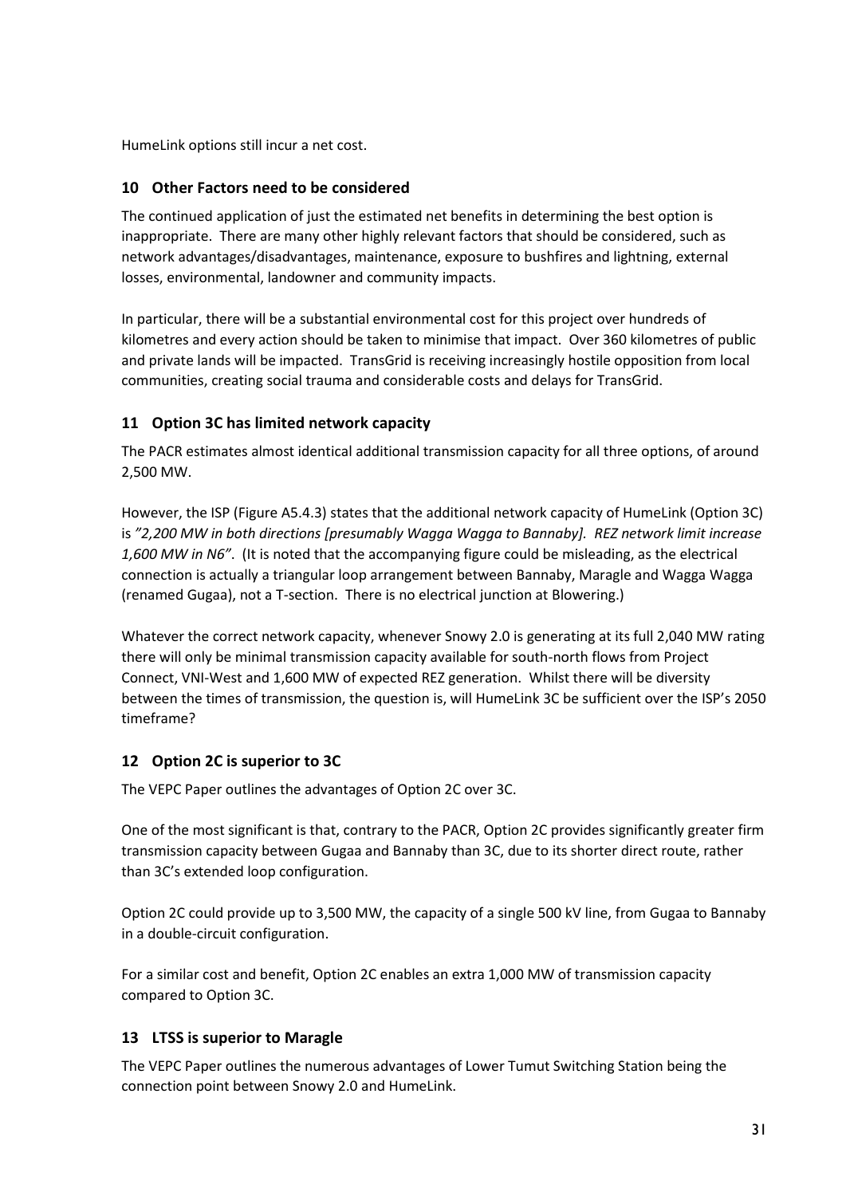HumeLink options still incur a net cost.

## 10 Other Factors need to be considered

The continued application of just the estimated net benefits in determining the best option is inappropriate. There are many other highly relevant factors that should be considered, such as network advantages/disadvantages, maintenance, exposure to bushfires and lightning, external losses, environmental, landowner and community impacts.

In particular, there will be a substantial environmental cost for this project over hundreds of kilometres and every action should be taken to minimise that impact. Over 360 kilometres of public and private lands will be impacted. TransGrid is receiving increasingly hostile opposition from local communities, creating social trauma and considerable costs and delays for TransGrid.

## 11 Option 3C has limited network capacity

The PACR estimates almost identical additional transmission capacity for all three options, of around 2,500 MW.

However, the ISP (Figure A5.4.3) states that the additional network capacity of HumeLink (Option 3C) is *"2,200 MW in both directions [presumably Wagga Wagga to Bannaby]. REZ network limit increase 1,600 MW in N6"*. (It is noted that the accompanying figure could be misleading, as the electrical connection is actually a triangular loop arrangement between Bannaby, Maragle and Wagga Wagga (renamed Gugaa), not a T-section. There is no electrical junction at Blowering.)

Whatever the correct network capacity, whenever Snowy 2.0 is generating at its full 2,040 MW rating there will only be minimal transmission capacity available for south-north flows from Project Connect, VNI-West and 1,600 MW of expected REZ generation. Whilst there will be diversity between the times of transmission, the question is, will HumeLink 3C be sufficient over the ISP's 2050 timeframe?

## 12 Option 2C is superior to 3C

The VEPC Paper outlines the advantages of Option 2C over 3C.

One of the most significant is that, contrary to the PACR, Option 2C provides significantly greater firm transmission capacity between Gugaa and Bannaby than 3C, due to its shorter direct route, rather than 3C's extended loop configuration.

Option 2C could provide up to 3,500 MW, the capacity of a single 500 kV line, from Gugaa to Bannaby in a double-circuit configuration.

For a similar cost and benefit, Option 2C enables an extra 1,000 MW of transmission capacity compared to Option 3C.

## 13 LTSS is superior to Maragle

The VEPC Paper outlines the numerous advantages of Lower Tumut Switching Station being the connection point between Snowy 2.0 and HumeLink.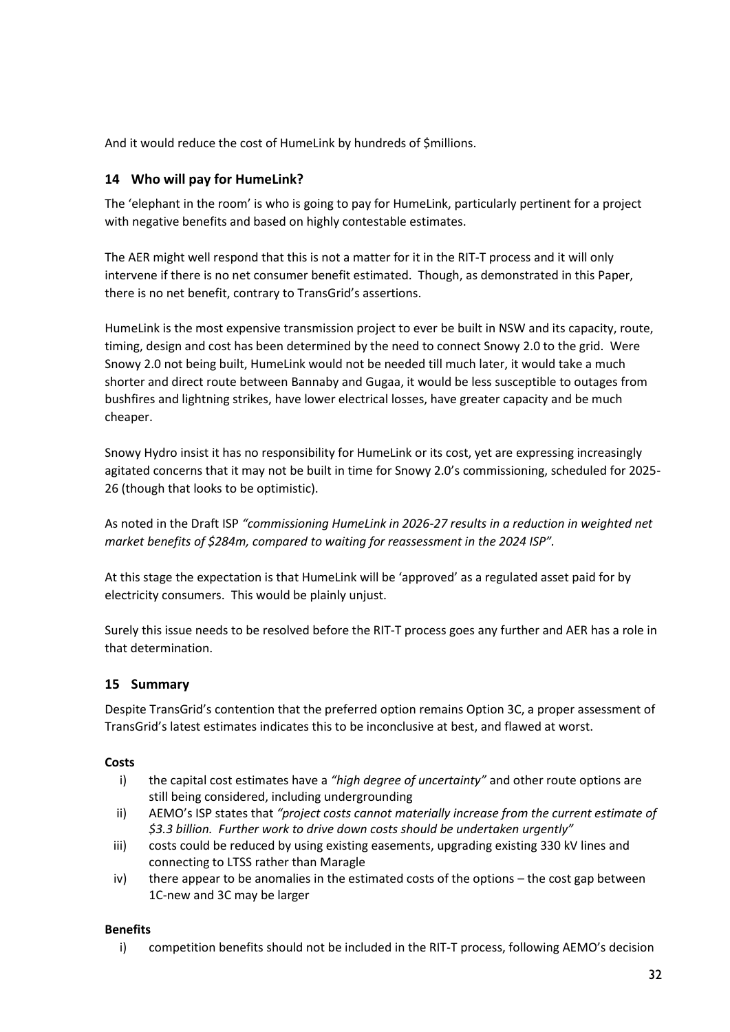And it would reduce the cost of HumeLink by hundreds of $millions.

## 14 Who will pay for HumeLink?

The 'elephant in the room' is who is going to pay for HumeLink, particularly pertinent for a project with negative benefits and based on highly contestable estimates.

The AER might well respond that this is not a matter for it in the RIT-T process and it will only intervene if there is no net consumer benefit estimated. Though, as demonstrated in this Paper, there is no net benefit, contrary to TransGrid's assertions.

HumeLink is the most expensive transmission project to ever be built in NSW and its capacity, route, timing, design and cost has been determined by the need to connect Snowy 2.0 to the grid. Were Snowy 2.0 not being built, HumeLink would not be needed till much later, it would take a much shorter and direct route between Bannaby and Gugaa, it would be less susceptible to outages from bushfires and lightning strikes, have lower electrical losses, have greater capacity and be much cheaper.

Snowy Hydro insist it has no responsibility for HumeLink or its cost, yet are expressing increasingly agitated concerns that it may not be built in time for Snowy 2.0's commissioning, scheduled for 2025-26 (though that looks to be optimistic).

As noted in the Draft ISP *"commissioning HumeLink in 2026-27 results in a reduction in weighted net market benefits of $284m, compared to waiting for reassessment in the 2024 ISP".*

At this stage the expectation is that HumeLink will be 'approved' as a regulated asset paid for by electricity consumers. This would be plainly unjust.

Surely this issue needs to be resolved before the RIT-T process goes any further and AER has a role in that determination.

## 15 Summary

Despite TransGrid's contention that the preferred option remains Option 3C, a proper assessment of TransGrid's latest estimates indicates this to be inconclusive at best, and flawed at worst.

**Costs**

i) the capital cost estimates have a *"high degree of uncertainty"* and other route options are still being considered, including undergrounding

ii) AEMO's ISP states that *"project costs cannot materially increase from the current estimate of $3.3 billion. Further work to drive down costs should be undertaken urgently"*

iii) costs could be reduced by using existing easements, upgrading existing 330 kV lines and connecting to LTSS rather than Maragle

iv) there appear to be anomalies in the estimated costs of the options – the cost gap between 1C-new and 3C may be larger

**Benefits**

i) competition benefits should not be included in the RIT-T process, following AEMO's decision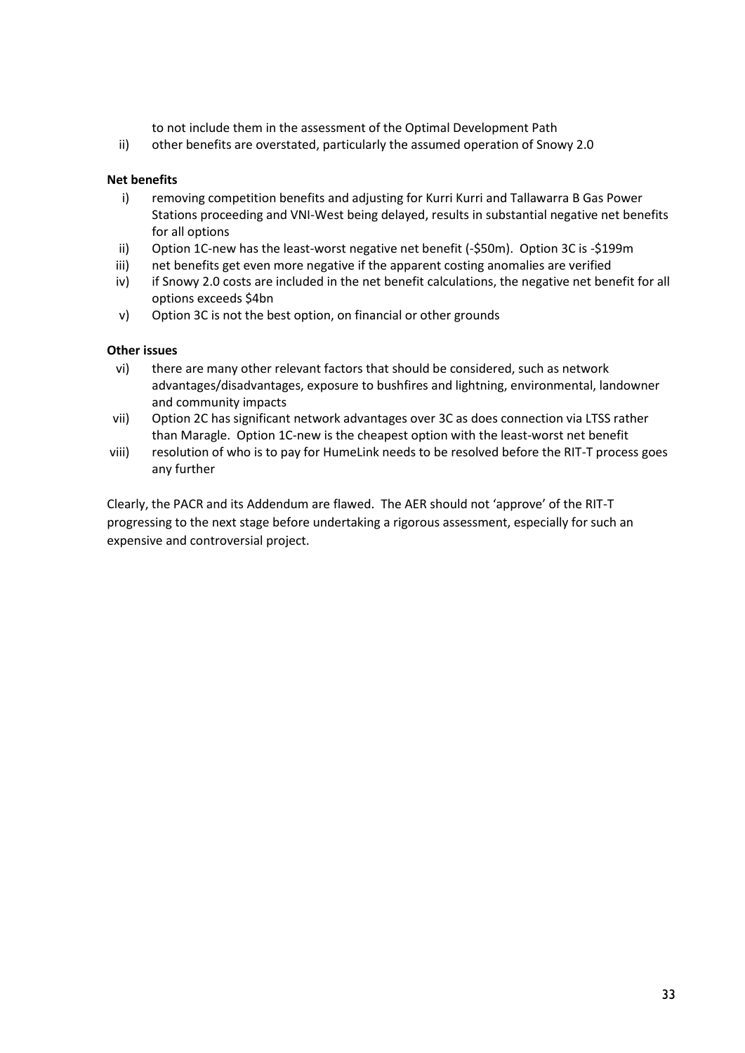to not include them in the assessment of the Optimal Development Path

ii) other benefits are overstated, particularly the assumed operation of Snowy 2.0

**Net benefits**

i) removing competition benefits and adjusting for Kurri Kurri and Tallawarra B Gas Power Stations proceeding and VNI-West being delayed, results in substantial negative net benefits for all options

ii) Option 1C-new has the least-worst negative net benefit (-$50m). Option 3C is -$199m

iii) net benefits get even more negative if the apparent costing anomalies are verified

iv) if Snowy 2.0 costs are included in the net benefit calculations, the negative net benefit for all options exceeds $4bn

v) Option 3C is not the best option, on financial or other grounds

**Other issues**

vi) there are many other relevant factors that should be considered, such as network advantages/disadvantages, exposure to bushfires and lightning, environmental, landowner and community impacts

vii) Option 2C has significant network advantages over 3C as does connection via LTSS rather than Maragle. Option 1C-new is the cheapest option with the least-worst net benefit

viii) resolution of who is to pay for HumeLink needs to be resolved before the RIT-T process goes any further

Clearly, the PACR and its Addendum are flawed. The AER should not 'approve' of the RIT-T progressing to the next stage before undertaking a rigorous assessment, especially for such an expensive and controversial project.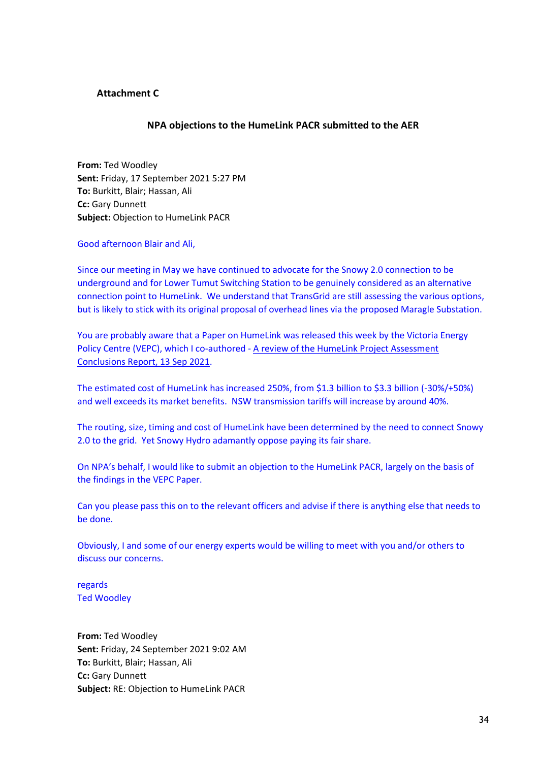**Attachment C**

**NPA objections to the HumeLink PACR submitted to the AER**

**From:** Ted Woodley
**Sent:** Friday, 17 September 2021 5:27 PM
**To:** Burkitt, Blair; Hassan, Ali
**Cc:** Gary Dunnett
**Subject:** Objection to HumeLink PACR

Good afternoon Blair and Ali,

Since our meeting in May we have continued to advocate for the Snowy 2.0 connection to be underground and for Lower Tumut Switching Station to be genuinely considered as an alternative connection point to HumeLink. We understand that TransGrid are still assessing the various options, but is likely to stick with its original proposal of overhead lines via the proposed Maragle Substation.

You are probably aware that a Paper on HumeLink was released this week by the Victoria Energy Policy Centre (VEPC), which I co-authored - A review of the HumeLink Project Assessment Conclusions Report, 13 Sep 2021.

The estimated cost of HumeLink has increased 250%, from $1.3 billion to $3.3 billion (-30%/+50%) and well exceeds its market benefits. NSW transmission tariffs will increase by around 40%.

The routing, size, timing and cost of HumeLink have been determined by the need to connect Snowy 2.0 to the grid. Yet Snowy Hydro adamantly oppose paying its fair share.

On NPA's behalf, I would like to submit an objection to the HumeLink PACR, largely on the basis of the findings in the VEPC Paper.

Can you please pass this on to the relevant officers and advise if there is anything else that needs to be done.

Obviously, I and some of our energy experts would be willing to meet with you and/or others to discuss our concerns.

regards
Ted Woodley

**From:** Ted Woodley
**Sent:** Friday, 24 September 2021 9:02 AM
**To:** Burkitt, Blair; Hassan, Ali
**Cc:** Gary Dunnett
**Subject:** RE: Objection to HumeLink PACR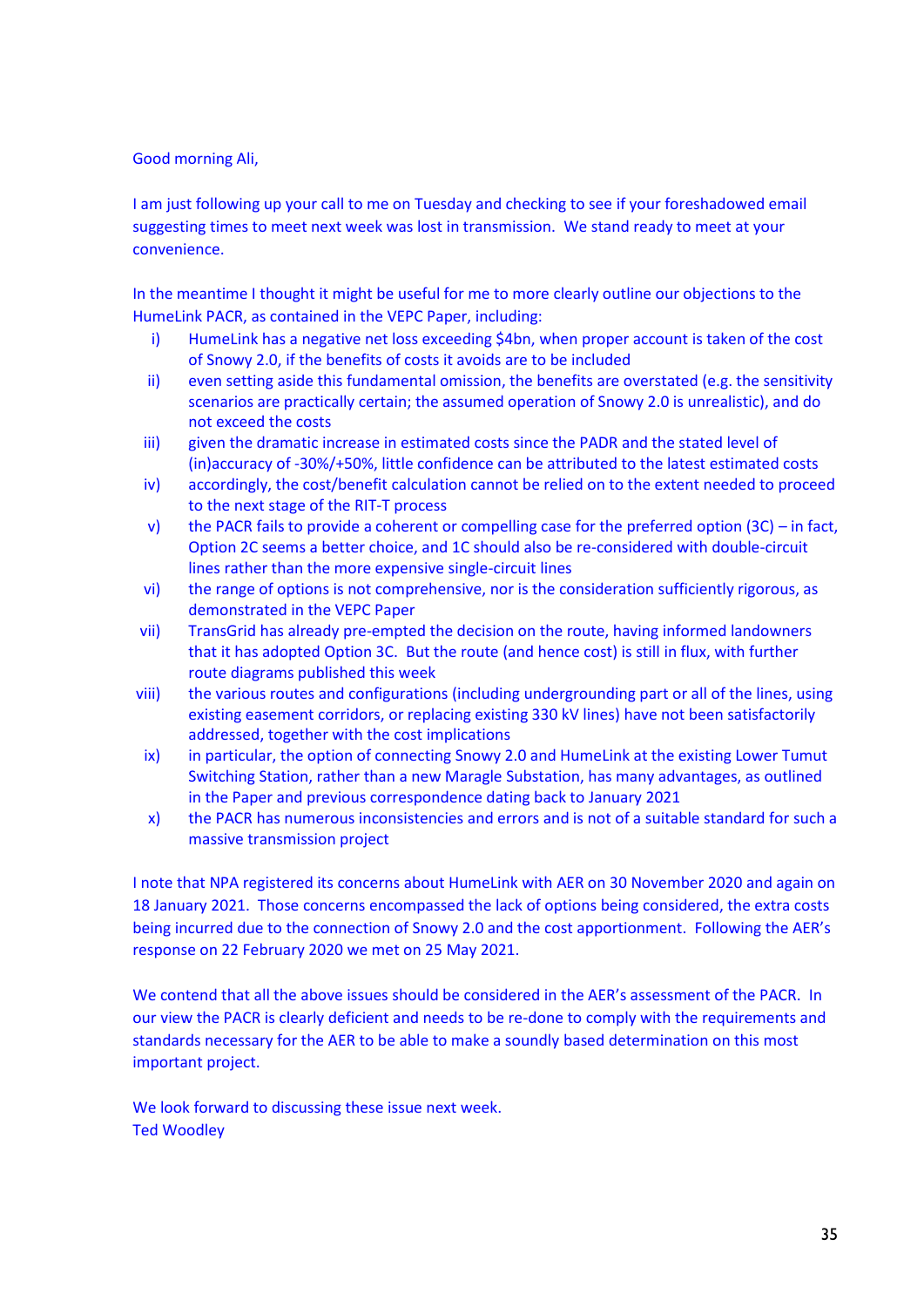Good morning Ali,

I am just following up your call to me on Tuesday and checking to see if your foreshadowed email suggesting times to meet next week was lost in transmission. We stand ready to meet at your convenience.

In the meantime I thought it might be useful for me to more clearly outline our objections to the HumeLink PACR, as contained in the VEPC Paper, including:

i) HumeLink has a negative net loss exceeding $4bn, when proper account is taken of the cost of Snowy 2.0, if the benefits of costs it avoids are to be included
ii) even setting aside this fundamental omission, the benefits are overstated (e.g. the sensitivity scenarios are practically certain; the assumed operation of Snowy 2.0 is unrealistic), and do not exceed the costs
iii) given the dramatic increase in estimated costs since the PADR and the stated level of (in)accuracy of -30%/+50%, little confidence can be attributed to the latest estimated costs
iv) accordingly, the cost/benefit calculation cannot be relied on to the extent needed to proceed to the next stage of the RIT-T process
v) the PACR fails to provide a coherent or compelling case for the preferred option (3C) – in fact, Option 2C seems a better choice, and 1C should also be re-considered with double-circuit lines rather than the more expensive single-circuit lines
vi) the range of options is not comprehensive, nor is the consideration sufficiently rigorous, as demonstrated in the VEPC Paper
vii) TransGrid has already pre-empted the decision on the route, having informed landowners that it has adopted Option 3C. But the route (and hence cost) is still in flux, with further route diagrams published this week
viii) the various routes and configurations (including undergrounding part or all of the lines, using existing easement corridors, or replacing existing 330 kV lines) have not been satisfactorily addressed, together with the cost implications
ix) in particular, the option of connecting Snowy 2.0 and HumeLink at the existing Lower Tumut Switching Station, rather than a new Maragle Substation, has many advantages, as outlined in the Paper and previous correspondence dating back to January 2021
x) the PACR has numerous inconsistencies and errors and is not of a suitable standard for such a massive transmission project

I note that NPA registered its concerns about HumeLink with AER on 30 November 2020 and again on 18 January 2021. Those concerns encompassed the lack of options being considered, the extra costs being incurred due to the connection of Snowy 2.0 and the cost apportionment. Following the AER's response on 22 February 2020 we met on 25 May 2021.

We contend that all the above issues should be considered in the AER's assessment of the PACR. In our view the PACR is clearly deficient and needs to be re-done to comply with the requirements and standards necessary for the AER to be able to make a soundly based determination on this most important project.

We look forward to discussing these issue next week.
Ted Woodley